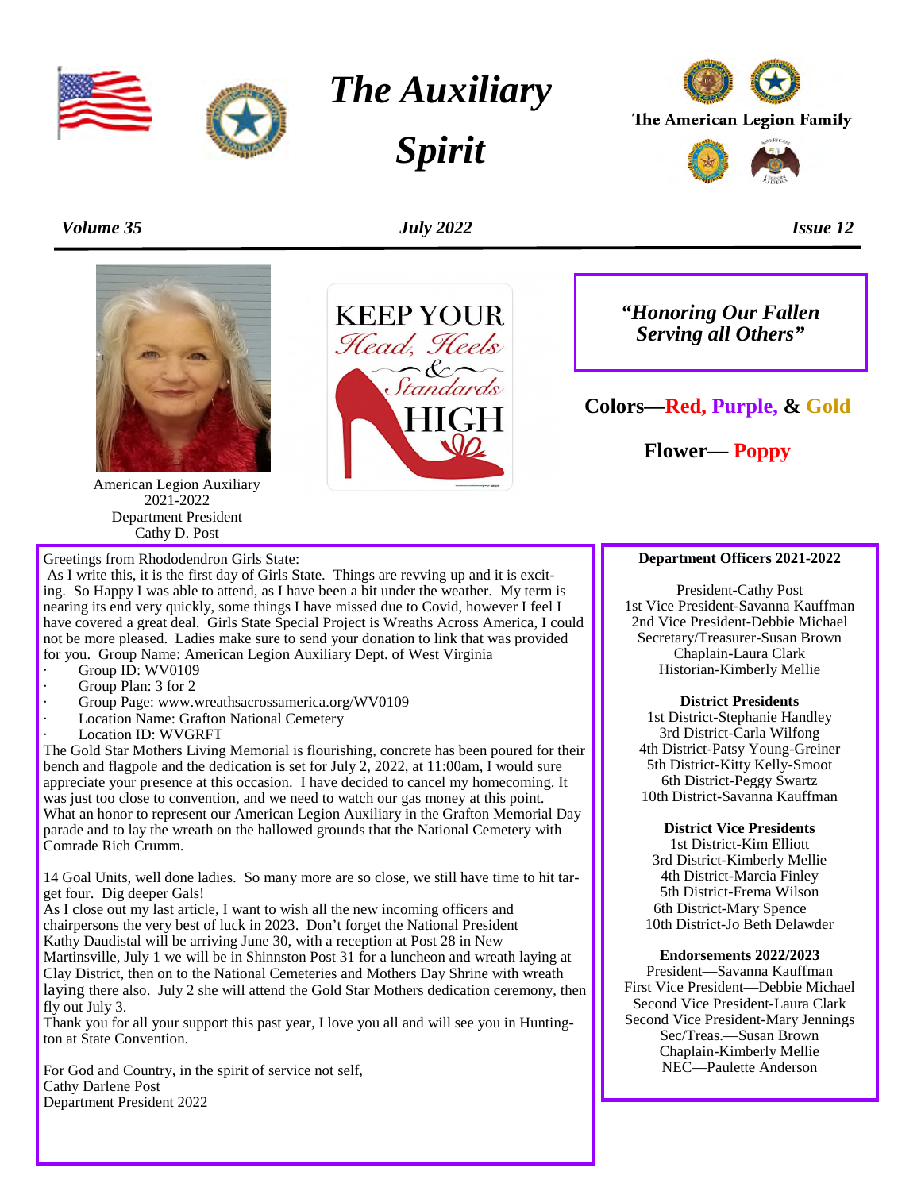# The Auxiliary Spirit

The American Legion Family

*Volume 35* — *July 2022* — *Issue 12*

KEEP YOUR Head, Heels & Standards HIGH

American Legion Auxiliary
2021-2022
Department President
Cathy D. Post

***"Honoring Our Fallen Serving all Others"***

**Colors—Red, Purple, & Gold**

**Flower— Poppy**

Greetings from Rhododendron Girls State:

As I write this, it is the first day of Girls State. Things are revving up and it is exciting. So Happy I was able to attend, as I have been a bit under the weather. My term is nearing its end very quickly, some things I have missed due to Covid, however I feel I have covered a great deal. Girls State Special Project is Wreaths Across America, I could not be more pleased. Ladies make sure to send your donation to link that was provided for you. Group Name: American Legion Auxiliary Dept. of West Virginia

- Group ID: WV0109
- Group Plan: 3 for 2
- Group Page: www.wreathsacrossamerica.org/WV0109
- Location Name: Grafton National Cemetery
- Location ID: WVGRFT

The Gold Star Mothers Living Memorial is flourishing, concrete has been poured for their bench and flagpole and the dedication is set for July 2, 2022, at 11:00am, I would sure appreciate your presence at this occasion. I have decided to cancel my homecoming. It was just too close to convention, and we need to watch our gas money at this point. What an honor to represent our American Legion Auxiliary in the Grafton Memorial Day parade and to lay the wreath on the hallowed grounds that the National Cemetery with Comrade Rich Crumm.

14 Goal Units, well done ladies. So many more are so close, we still have time to hit target four. Dig deeper Gals!

As I close out my last article, I want to wish all the new incoming officers and chairpersons the very best of luck in 2023. Don't forget the National President Kathy Daudistal will be arriving June 30, with a reception at Post 28 in New Martinsville, July 1 we will be in Shinnston Post 31 for a luncheon and wreath laying at Clay District, then on to the National Cemeteries and Mothers Day Shrine with wreath laying there also. July 2 she will attend the Gold Star Mothers dedication ceremony, then fly out July 3.

Thank you for all your support this past year, I love you all and will see you in Huntington at State Convention.

For God and Country, in the spirit of service not self,
Cathy Darlene Post
Department President 2022

**Department Officers 2021-2022**

President-Cathy Post
1st Vice President-Savanna Kauffman
2nd Vice President-Debbie Michael
Secretary/Treasurer-Susan Brown
Chaplain-Laura Clark
Historian-Kimberly Mellie

**District Presidents**

1st District-Stephanie Handley
3rd District-Carla Wilfong
4th District-Patsy Young-Greiner
5th District-Kitty Kelly-Smoot
6th District-Peggy Swartz
10th District-Savanna Kauffman

**District Vice Presidents**

1st District-Kim Elliott
3rd District-Kimberly Mellie
4th District-Marcia Finley
5th District-Frema Wilson
6th District-Mary Spence
10th District-Jo Beth Delawder

**Endorsements 2022/2023**

President—Savanna Kauffman
First Vice President—Debbie Michael
Second Vice President-Laura Clark
Second Vice President-Mary Jennings
Sec/Treas.—Susan Brown
Chaplain-Kimberly Mellie
NEC—Paulette Anderson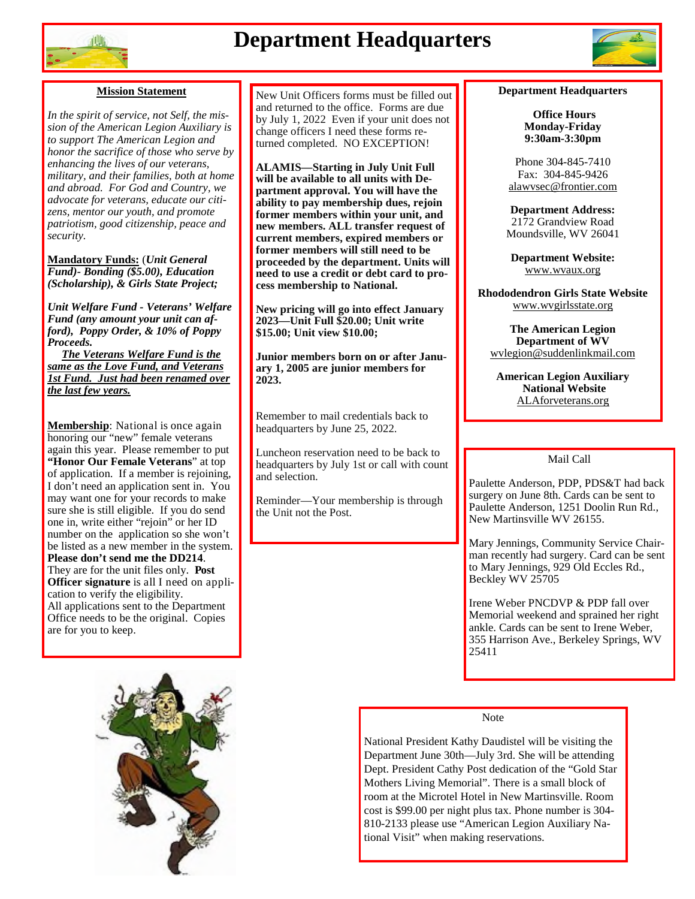# Department Headquarters

**Mission Statement**

*In the spirit of service, not Self, the mission of the American Legion Auxiliary is to support The American Legion and honor the sacrifice of those who serve by enhancing the lives of our veterans, military, and their families, both at home and abroad. For God and Country, we advocate for veterans, educate our citizens, mentor our youth, and promote patriotism, good citizenship, peace and security.*

**Mandatory Funds:** (***Unit General Fund)- Bonding ($5.00), Education (Scholarship), & Girls State Project;***

***Unit Welfare Fund - Veterans' Welfare Fund (any amount your unit can afford), Poppy Order, & 10% of Poppy Proceeds.***

***The Veterans Welfare Fund is the same as the Love Fund, and Veterans 1st Fund. Just had been renamed over the last few years.***

**Membership**: National is once again honoring our "new" female veterans again this year. Please remember to put **"Honor Our Female Veterans**" at top of application. If a member is rejoining, I don't need an application sent in. You may want one for your records to make sure she is still eligible. If you do send one in, write either "rejoin" or her ID number on the application so she won't be listed as a new member in the system. **Please don't send me the DD214**. They are for the unit files only. **Post Officer signature** is all I need on application to verify the eligibility.
All applications sent to the Department Office needs to be the original. Copies are for you to keep.

New Unit Officers forms must be filled out and returned to the office. Forms are due by July 1, 2022 Even if your unit does not change officers I need these forms returned completed. NO EXCEPTION!

**ALAMIS—Starting in July Unit Full will be available to all units with Department approval. You will have the ability to pay membership dues, rejoin former members within your unit, and new members. ALL transfer request of current members, expired members or former members will still need to be proceeded by the department. Units will need to use a credit or debit card to process membership to National.**

**New pricing will go into effect January 2023—Unit Full $20.00; Unit write $15.00; Unit view $10.00;**

**Junior members born on or after January 1, 2005 are junior members for 2023.**

Remember to mail credentials back to headquarters by June 25, 2022.

Luncheon reservation need to be back to headquarters by July 1st or call with count and selection.

Reminder—Your membership is through the Unit not the Post.

**Department Headquarters**

**Office Hours**
**Monday-Friday**
**9:30am-3:30pm**

Phone 304-845-7410
Fax: 304-845-9426
alawvsec@frontier.com

**Department Address:**
2172 Grandview Road
Moundsville, WV 26041

**Department Website:**
www.wvaux.org

**Rhododendron Girls State Website**
www.wvgirlsstate.org

**The American Legion Department of WV**
wvlegion@suddenlinkmail.com

**American Legion Auxiliary National Website**
ALAforveterans.org

Mail Call

Paulette Anderson, PDP, PDS&T had back surgery on June 8th. Cards can be sent to Paulette Anderson, 1251 Doolin Run Rd., New Martinsville WV 26155.

Mary Jennings, Community Service Chairman recently had surgery. Card can be sent to Mary Jennings, 929 Old Eccles Rd., Beckley WV 25705

Irene Weber PNCDVP & PDP fall over Memorial weekend and sprained her right ankle. Cards can be sent to Irene Weber, 355 Harrison Ave., Berkeley Springs, WV 25411

Note

National President Kathy Daudistel will be visiting the Department June 30th—July 3rd. She will be attending Dept. President Cathy Post dedication of the "Gold Star Mothers Living Memorial". There is a small block of room at the Microtel Hotel in New Martinsville. Room cost is $99.00 per night plus tax. Phone number is 304-810-2133 please use "American Legion Auxiliary National Visit" when making reservations.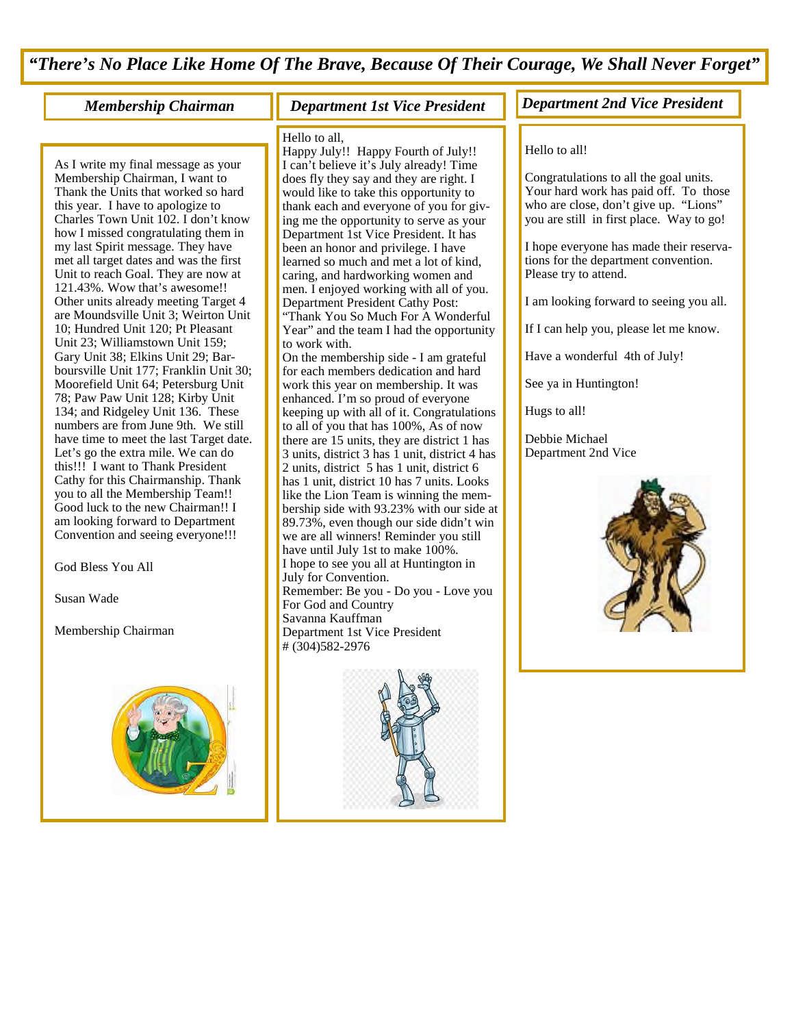*"There's No Place Like Home Of The Brave, Because Of Their Courage, We Shall Never Forget"*

## *Membership Chairman*

As I write my final message as your Membership Chairman, I want to Thank the Units that worked so hard this year. I have to apologize to Charles Town Unit 102. I don't know how I missed congratulating them in my last Spirit message. They have met all target dates and was the first Unit to reach Goal. They are now at 121.43%. Wow that's awesome!! Other units already meeting Target 4 are Moundsville Unit 3; Weirton Unit 10; Hundred Unit 120; Pt Pleasant Unit 23; Williamstown Unit 159; Gary Unit 38; Elkins Unit 29; Barboursville Unit 177; Franklin Unit 30; Moorefield Unit 64; Petersburg Unit 78; Paw Paw Unit 128; Kirby Unit 134; and Ridgeley Unit 136. These numbers are from June 9th. We still have time to meet the last Target date. Let's go the extra mile. We can do this!!! I want to Thank President Cathy for this Chairmanship. Thank you to all the Membership Team!! Good luck to the new Chairman!! I am looking forward to Department Convention and seeing everyone!!!

God Bless You All

Susan Wade

Membership Chairman

## *Department 1st Vice President*

Hello to all,
Happy July!! Happy Fourth of July!! I can't believe it's July already! Time does fly they say and they are right. I would like to take this opportunity to thank each and everyone of you for giving me the opportunity to serve as your Department 1st Vice President. It has been an honor and privilege. I have learned so much and met a lot of kind, caring, and hardworking women and men. I enjoyed working with all of you. Department President Cathy Post: "Thank You So Much For A Wonderful Year" and the team I had the opportunity to work with.
On the membership side - I am grateful for each members dedication and hard work this year on membership. It was enhanced. I'm so proud of everyone keeping up with all of it. Congratulations to all of you that has 100%, As of now there are 15 units, they are district 1 has 3 units, district 3 has 1 unit, district 4 has 2 units, district 5 has 1 unit, district 6 has 1 unit, district 10 has 7 units. Looks like the Lion Team is winning the membership side with 93.23% with our side at 89.73%, even though our side didn't win we are all winners! Reminder you still have until July 1st to make 100%.
I hope to see you all at Huntington in July for Convention.
Remember: Be you - Do you - Love you
For God and Country
Savanna Kauffman
Department 1st Vice President
# (304)582-2976

## *Department 2nd Vice President*

Hello to all!

Congratulations to all the goal units. Your hard work has paid off. To those who are close, don't give up. "Lions" you are still in first place. Way to go!

I hope everyone has made their reservations for the department convention. Please try to attend.

I am looking forward to seeing you all.

If I can help you, please let me know.

Have a wonderful 4th of July!

See ya in Huntington!

Hugs to all!

Debbie Michael
Department 2nd Vice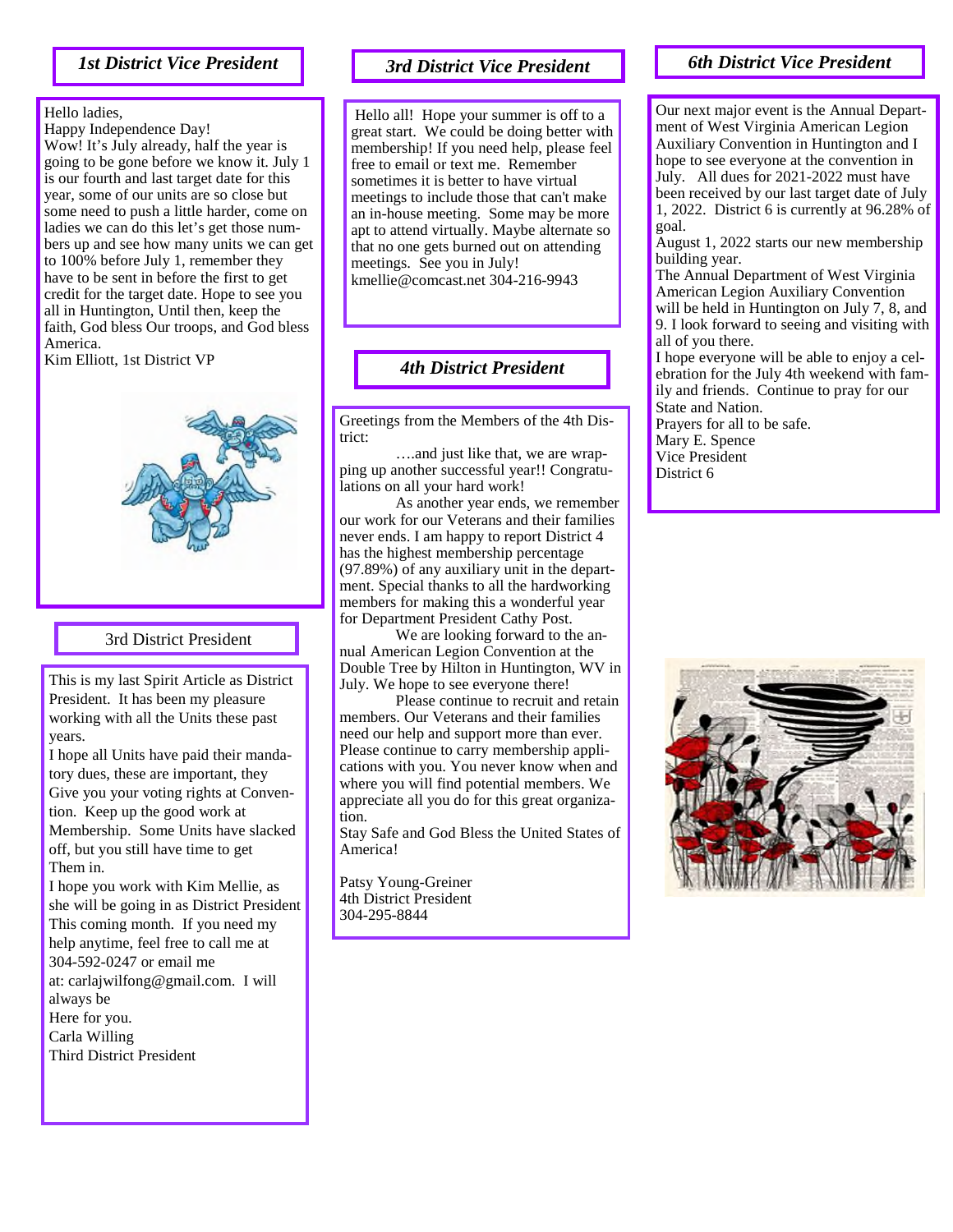## *1st District Vice President*

Hello ladies,
Happy Independence Day!
Wow! It's July already, half the year is going to be gone before we know it. July 1 is our fourth and last target date for this year, some of our units are so close but some need to push a little harder, come on ladies we can do this let's get those numbers up and see how many units we can get to 100% before July 1, remember they have to be sent in before the first to get credit for the target date. Hope to see you all in Huntington, Until then, keep the faith, God bless Our troops, and God bless America.
Kim Elliott, 1st District VP

## 3rd District President

This is my last Spirit Article as District President. It has been my pleasure working with all the Units these past years.
I hope all Units have paid their mandatory dues, these are important, they Give you your voting rights at Convention. Keep up the good work at Membership. Some Units have slacked off, but you still have time to get Them in.
I hope you work with Kim Mellie, as she will be going in as District President This coming month. If you need my help anytime, feel free to call me at 304-592-0247 or email me at: carlajwilfong@gmail.com. I will always be Here for you.
Carla Willing
Third District President

## *3rd District Vice President*

Hello all! Hope your summer is off to a great start. We could be doing better with membership! If you need help, please feel free to email or text me. Remember sometimes it is better to have virtual meetings to include those that can't make an in-house meeting. Some may be more apt to attend virtually. Maybe alternate so that no one gets burned out on attending meetings. See you in July!
kmellie@comcast.net 304-216-9943

## *4th District President*

Greetings from the Members of the 4th District:

….and just like that, we are wrapping up another successful year!! Congratulations on all your hard work!

As another year ends, we remember our work for our Veterans and their families never ends. I am happy to report District 4 has the highest membership percentage (97.89%) of any auxiliary unit in the department. Special thanks to all the hardworking members for making this a wonderful year for Department President Cathy Post.

We are looking forward to the annual American Legion Convention at the Double Tree by Hilton in Huntington, WV in July. We hope to see everyone there!

Please continue to recruit and retain members. Our Veterans and their families need our help and support more than ever. Please continue to carry membership applications with you. You never know when and where you will find potential members. We appreciate all you do for this great organization.

Stay Safe and God Bless the United States of America!

Patsy Young-Greiner
4th District President
304-295-8844

## *6th District Vice President*

Our next major event is the Annual Department of West Virginia American Legion Auxiliary Convention in Huntington and I hope to see everyone at the convention in July. All dues for 2021-2022 must have been received by our last target date of July 1, 2022. District 6 is currently at 96.28% of goal.
August 1, 2022 starts our new membership building year.
The Annual Department of West Virginia American Legion Auxiliary Convention will be held in Huntington on July 7, 8, and 9. I look forward to seeing and visiting with all of you there.
I hope everyone will be able to enjoy a celebration for the July 4th weekend with family and friends. Continue to pray for our State and Nation.
Prayers for all to be safe.
Mary E. Spence
Vice President
District 6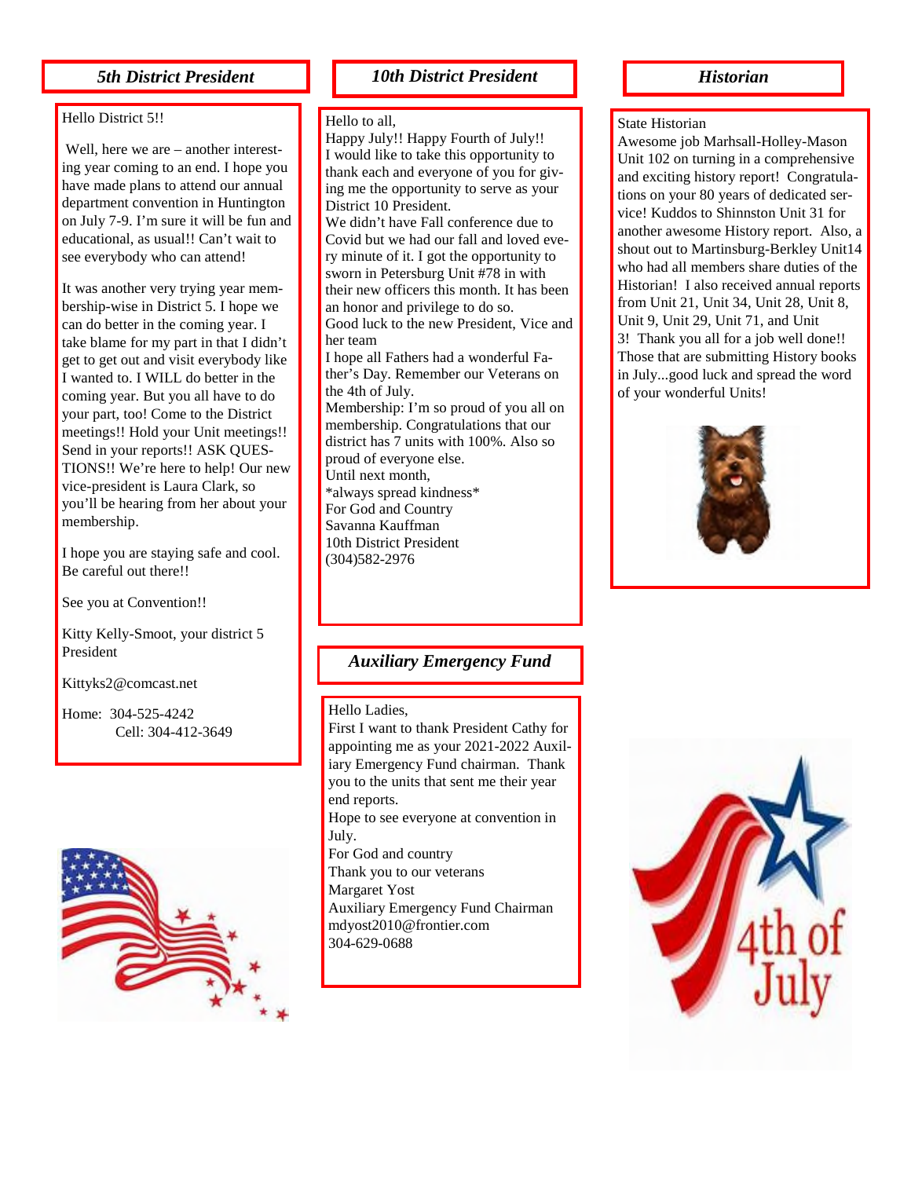## *5th District President*

Hello District 5!!

Well, here we are – another interesting year coming to an end. I hope you have made plans to attend our annual department convention in Huntington on July 7-9. I'm sure it will be fun and educational, as usual!! Can't wait to see everybody who can attend!

It was another very trying year membership-wise in District 5. I hope we can do better in the coming year. I take blame for my part in that I didn't get to get out and visit everybody like I wanted to. I WILL do better in the coming year. But you all have to do your part, too! Come to the District meetings!! Hold your Unit meetings!! Send in your reports!! ASK QUESTIONS!! We're here to help! Our new vice-president is Laura Clark, so you'll be hearing from her about your membership.

I hope you are staying safe and cool. Be careful out there!!

See you at Convention!!

Kitty Kelly-Smoot, your district 5 President

Kittyks2@comcast.net

Home: 304-525-4242
Cell: 304-412-3649

## *10th District President*

Hello to all,
Happy July!! Happy Fourth of July!!
I would like to take this opportunity to thank each and everyone of you for giving me the opportunity to serve as your District 10 President.
We didn't have Fall conference due to Covid but we had our fall and loved every minute of it. I got the opportunity to sworn in Petersburg Unit #78 in with their new officers this month. It has been an honor and privilege to do so.
Good luck to the new President, Vice and her team
I hope all Fathers had a wonderful Father's Day. Remember our Veterans on the 4th of July.
Membership: I'm so proud of you all on membership. Congratulations that our district has 7 units with 100%. Also so proud of everyone else.
Until next month,
*always spread kindness*
For God and Country
Savanna Kauffman
10th District President
(304)582-2976

## *Auxiliary Emergency Fund*

Hello Ladies,
First I want to thank President Cathy for appointing me as your 2021-2022 Auxiliary Emergency Fund chairman. Thank you to the units that sent me their year end reports.
Hope to see everyone at convention in July.
For God and country
Thank you to our veterans
Margaret Yost
Auxiliary Emergency Fund Chairman
mdyost2010@frontier.com
304-629-0688

## *Historian*

State Historian
Awesome job Marhsall-Holley-Mason Unit 102 on turning in a comprehensive and exciting history report! Congratulations on your 80 years of dedicated service! Kuddos to Shinnston Unit 31 for another awesome History report. Also, a shout out to Martinsburg-Berkley Unit14 who had all members share duties of the Historian! I also received annual reports from Unit 21, Unit 34, Unit 28, Unit 8, Unit 9, Unit 29, Unit 71, and Unit 3! Thank you all for a job well done!! Those that are submitting History books in July...good luck and spread the word of your wonderful Units!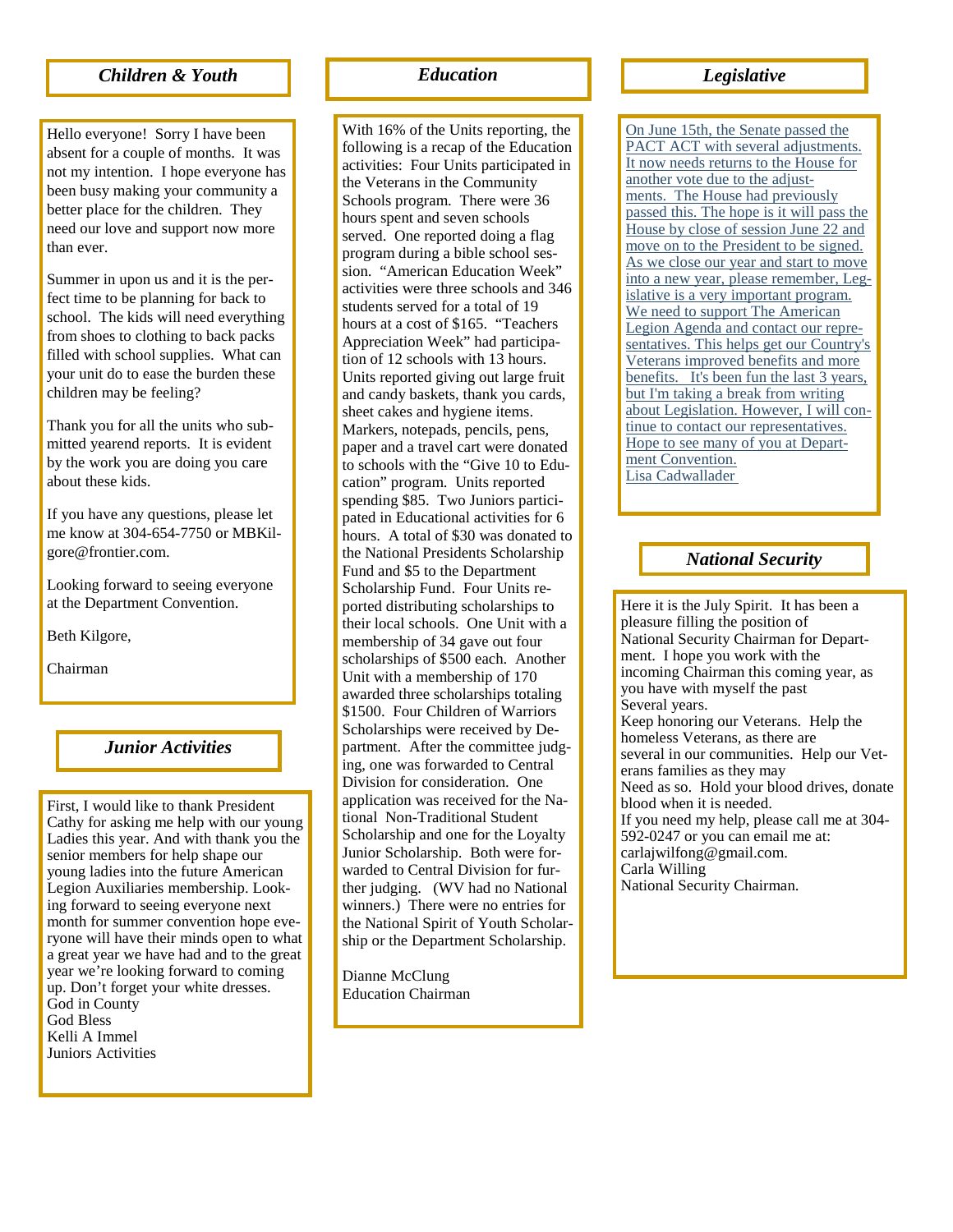## *Children & Youth*

Hello everyone! Sorry I have been absent for a couple of months. It was not my intention. I hope everyone has been busy making your community a better place for the children. They need our love and support now more than ever.

Summer in upon us and it is the perfect time to be planning for back to school. The kids will need everything from shoes to clothing to back packs filled with school supplies. What can your unit do to ease the burden these children may be feeling?

Thank you for all the units who submitted yearend reports. It is evident by the work you are doing you care about these kids.

If you have any questions, please let me know at 304-654-7750 or MBKilgore@frontier.com.

Looking forward to seeing everyone at the Department Convention.

Beth Kilgore,

Chairman

## *Junior Activities*

First, I would like to thank President Cathy for asking me help with our young Ladies this year. And with thank you the senior members for help shape our young ladies into the future American Legion Auxiliaries membership. Looking forward to seeing everyone next month for summer convention hope everyone will have their minds open to what a great year we have had and to the great year we're looking forward to coming up. Don't forget your white dresses.
God in County
God Bless
Kelli A Immel
Juniors Activities

## *Education*

With 16% of the Units reporting, the following is a recap of the Education activities: Four Units participated in the Veterans in the Community Schools program. There were 36 hours spent and seven schools served. One reported doing a flag program during a bible school session. "American Education Week" activities were three schools and 346 students served for a total of 19 hours at a cost of $165. "Teachers Appreciation Week" had participation of 12 schools with 13 hours. Units reported giving out large fruit and candy baskets, thank you cards, sheet cakes and hygiene items. Markers, notepads, pencils, pens, paper and a travel cart were donated to schools with the "Give 10 to Education" program. Units reported spending $85. Two Juniors participated in Educational activities for 6 hours. A total of $30 was donated to the National Presidents Scholarship Fund and $5 to the Department Scholarship Fund. Four Units reported distributing scholarships to their local schools. One Unit with a membership of 34 gave out four scholarships of $500 each. Another Unit with a membership of 170 awarded three scholarships totaling $1500. Four Children of Warriors Scholarships were received by Department. After the committee judging, one was forwarded to Central Division for consideration. One application was received for the National Non-Traditional Student Scholarship and one for the Loyalty Junior Scholarship. Both were forwarded to Central Division for further judging. (WV had no National winners.) There were no entries for the National Spirit of Youth Scholarship or the Department Scholarship.

Dianne McClung
Education Chairman

## *Legislative*

On June 15th, the Senate passed the PACT ACT with several adjustments. It now needs returns to the House for another vote due to the adjustments. The House had previously passed this. The hope is it will pass the House by close of session June 22 and move on to the President to be signed. As we close our year and start to move into a new year, please remember, Legislative is a very important program. We need to support The American Legion Agenda and contact our representatives. This helps get our Country's Veterans improved benefits and more benefits. It's been fun the last 3 years, but I'm taking a break from writing about Legislation. However, I will continue to contact our representatives. Hope to see many of you at Department Convention.
Lisa Cadwallader

## *National Security*

Here it is the July Spirit. It has been a pleasure filling the position of National Security Chairman for Department. I hope you work with the incoming Chairman this coming year, as you have with myself the past Several years.
Keep honoring our Veterans. Help the homeless Veterans, as there are several in our communities. Help our Veterans families as they may Need as so. Hold your blood drives, donate blood when it is needed.
If you need my help, please call me at 304-592-0247 or you can email me at: carlajwilfong@gmail.com.
Carla Willing
National Security Chairman.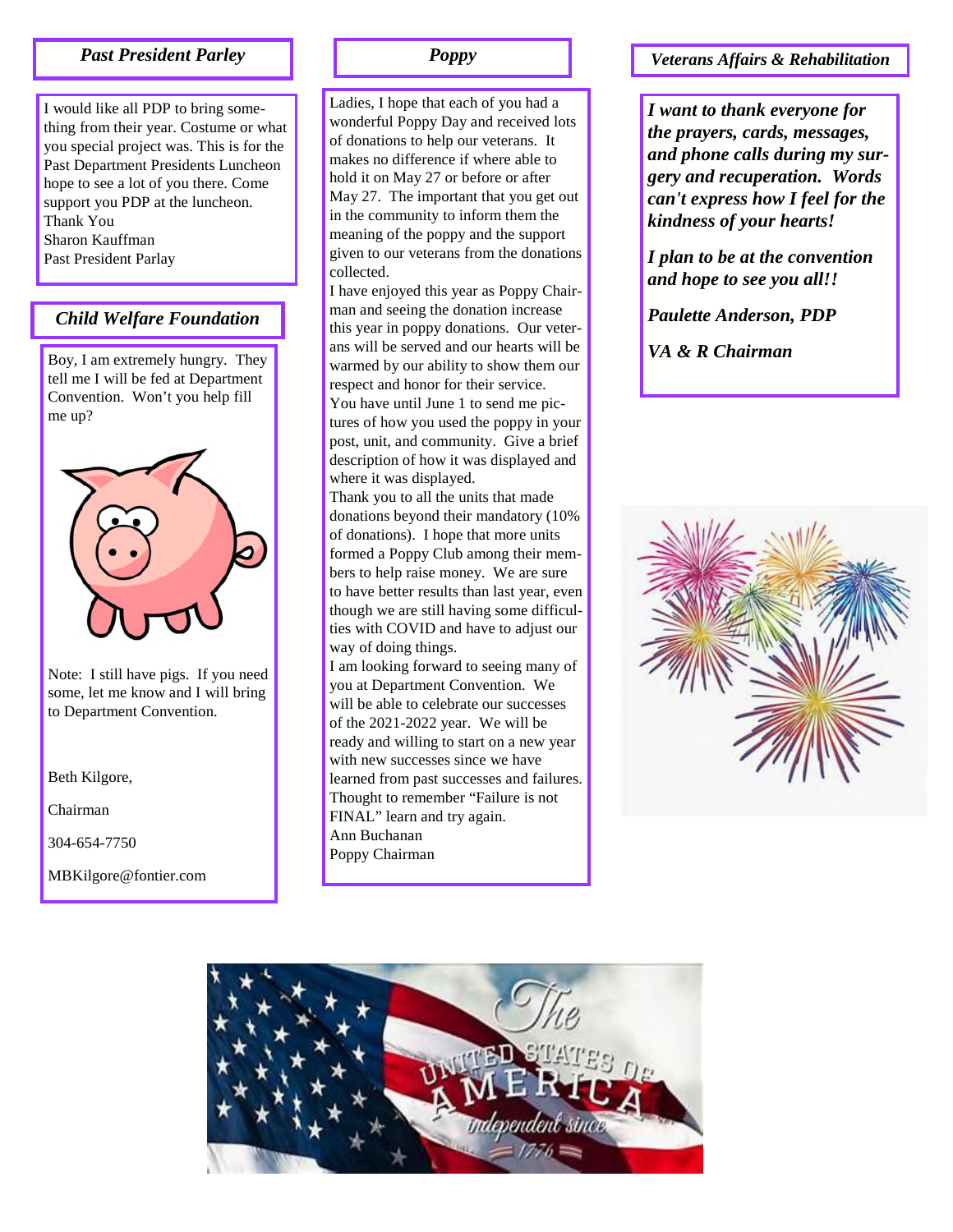## *Past President Parley*

I would like all PDP to bring something from their year. Costume or what you special project was. This is for the Past Department Presidents Luncheon hope to see a lot of you there. Come support you PDP at the luncheon.
Thank You
Sharon Kauffman
Past President Parlay

## *Child Welfare Foundation*

Boy, I am extremely hungry. They tell me I will be fed at Department Convention. Won't you help fill me up?

Note: I still have pigs. If you need some, let me know and I will bring to Department Convention.

Beth Kilgore,

Chairman

304-654-7750

MBKilgore@fontier.com

## *Poppy*

Ladies, I hope that each of you had a wonderful Poppy Day and received lots of donations to help our veterans. It makes no difference if where able to hold it on May 27 or before or after May 27. The important that you get out in the community to inform them the meaning of the poppy and the support given to our veterans from the donations collected.

I have enjoyed this year as Poppy Chairman and seeing the donation increase this year in poppy donations. Our veterans will be served and our hearts will be warmed by our ability to show them our respect and honor for their service.

You have until June 1 to send me pictures of how you used the poppy in your post, unit, and community. Give a brief description of how it was displayed and where it was displayed.

Thank you to all the units that made donations beyond their mandatory (10% of donations). I hope that more units formed a Poppy Club among their members to help raise money. We are sure to have better results than last year, even though we are still having some difficulties with COVID and have to adjust our way of doing things.

I am looking forward to seeing many of you at Department Convention. We will be able to celebrate our successes of the 2021-2022 year. We will be ready and willing to start on a new year with new successes since we have learned from past successes and failures. Thought to remember "Failure is not FINAL" learn and try again.

Ann Buchanan
Poppy Chairman

## *Veterans Affairs & Rehabilitation*

***I want to thank everyone for the prayers, cards, messages, and phone calls during my surgery and recuperation. Words can't express how I feel for the kindness of your hearts!***

***I plan to be at the convention and hope to see you all!!***

***Paulette Anderson, PDP***

***VA & R Chairman***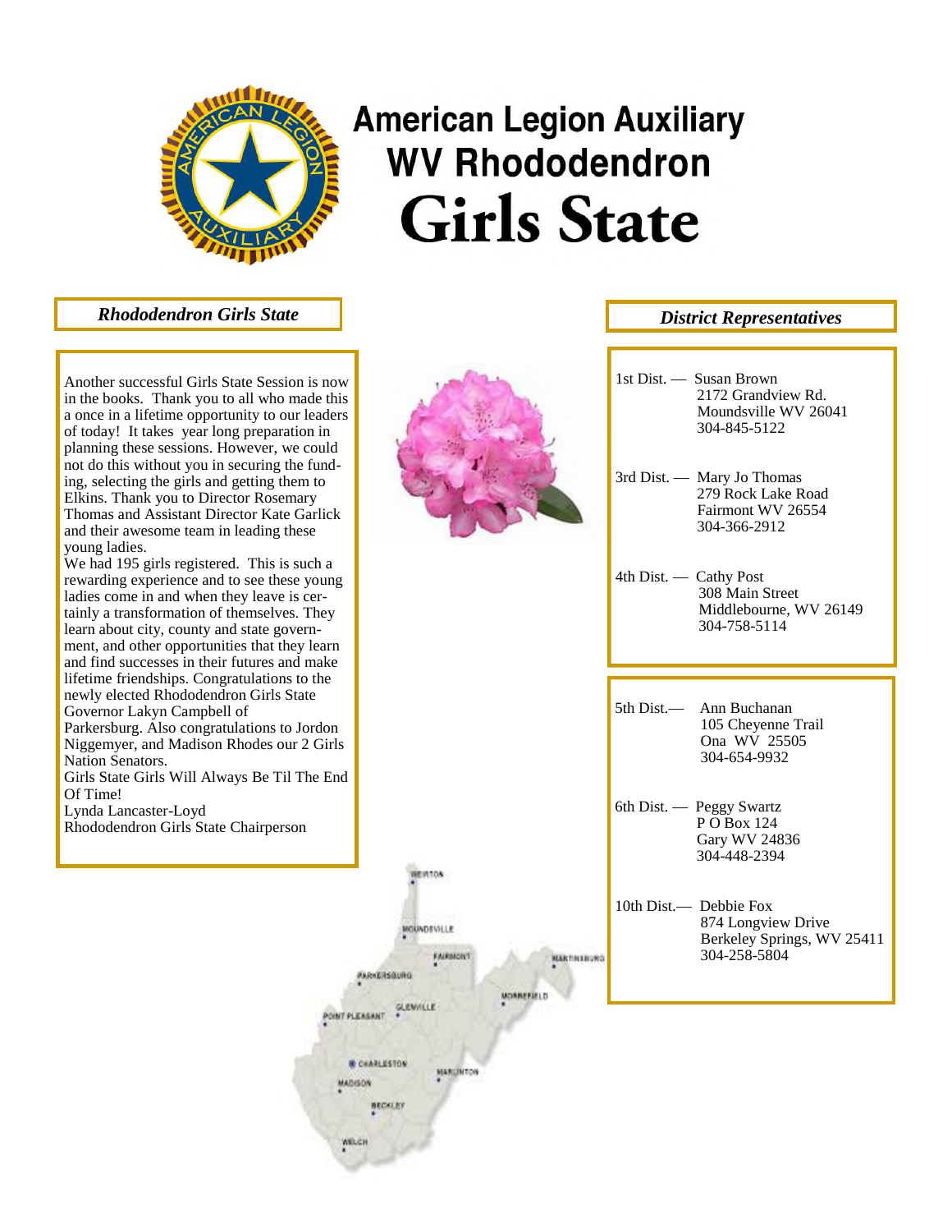# American Legion Auxiliary
# WV Rhododendron
# Girls State

## *Rhododendron Girls State*

Another successful Girls State Session is now in the books. Thank you to all who made this a once in a lifetime opportunity to our leaders of today! It takes year long preparation in planning these sessions. However, we could not do this without you in securing the funding, selecting the girls and getting them to Elkins. Thank you to Director Rosemary Thomas and Assistant Director Kate Garlick and their awesome team in leading these young ladies.

We had 195 girls registered. This is such a rewarding experience and to see these young ladies come in and when they leave is certainly a transformation of themselves. They learn about city, county and state government, and other opportunities that they learn and find successes in their futures and make lifetime friendships. Congratulations to the newly elected Rhododendron Girls State Governor Lakyn Campbell of Parkersburg. Also congratulations to Jordon Niggemyer, and Madison Rhodes our 2 Girls Nation Senators.

Girls State Girls Will Always Be Til The End Of Time!

Lynda Lancaster-Loyd
Rhododendron Girls State Chairperson

## *District Representatives*

1st Dist. — Susan Brown
2172 Grandview Rd.
Moundsville WV 26041
304-845-5122

3rd Dist. — Mary Jo Thomas
279 Rock Lake Road
Fairmont WV 26554
304-366-2912

4th Dist. — Cathy Post
308 Main Street
Middlebourne, WV 26149
304-758-5114

5th Dist.— Ann Buchanan
105 Cheyenne Trail
Ona WV 25505
304-654-9932

6th Dist. — Peggy Swartz
P O Box 124
Gary WV 24836
304-448-2394

10th Dist.— Debbie Fox
874 Longview Drive
Berkeley Springs, WV 25411
304-258-5804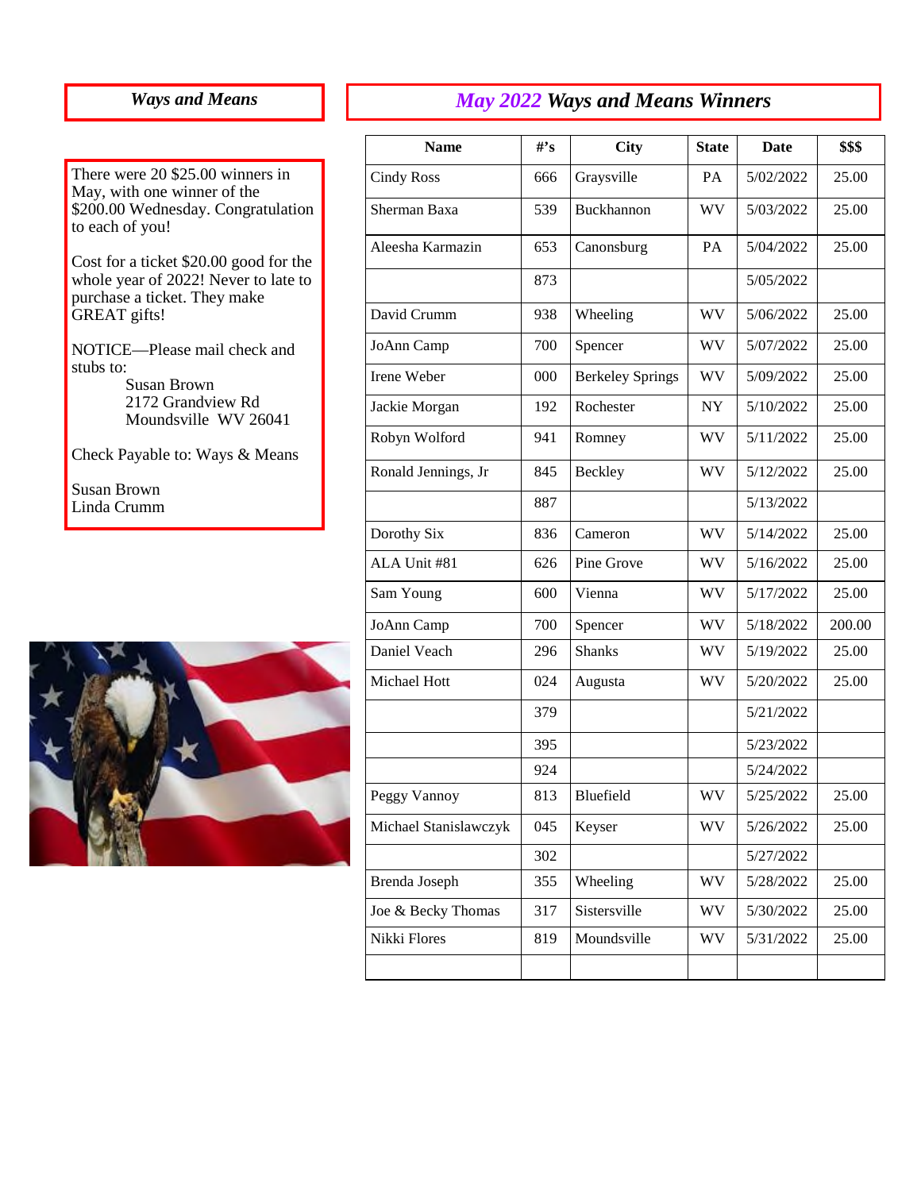## *Ways and Means*

There were 20 $25.00 winners in May, with one winner of the $200.00 Wednesday. Congratulation to each of you!

Cost for a ticket $20.00 good for the whole year of 2022! Never to late to purchase a ticket. They make GREAT gifts!

NOTICE—Please mail check and stubs to:

Susan Brown
2172 Grandview Rd
Moundsville WV 26041

Check Payable to: Ways & Means

Susan Brown
Linda Crumm

## *May 2022 Ways and Means Winners*

| Name | #'s | City | State | Date | $$$ |
|---|---|---|---|---|---|
| Cindy Ross | 666 | Graysville | PA | 5/02/2022 | 25.00 |
| Sherman Baxa | 539 | Buckhannon | WV | 5/03/2022 | 25.00 |
| Aleesha Karmazin | 653 | Canonsburg | PA | 5/04/2022 | 25.00 |
| | 873 | | | 5/05/2022 | |
| David Crumm | 938 | Wheeling | WV | 5/06/2022 | 25.00 |
| JoAnn Camp | 700 | Spencer | WV | 5/07/2022 | 25.00 |
| Irene Weber | 000 | Berkeley Springs | WV | 5/09/2022 | 25.00 |
| Jackie Morgan | 192 | Rochester | NY | 5/10/2022 | 25.00 |
| Robyn Wolford | 941 | Romney | WV | 5/11/2022 | 25.00 |
| Ronald Jennings, Jr | 845 | Beckley | WV | 5/12/2022 | 25.00 |
| | 887 | | | 5/13/2022 | |
| Dorothy Six | 836 | Cameron | WV | 5/14/2022 | 25.00 |
| ALA Unit #81 | 626 | Pine Grove | WV | 5/16/2022 | 25.00 |
| Sam Young | 600 | Vienna | WV | 5/17/2022 | 25.00 |
| JoAnn Camp | 700 | Spencer | WV | 5/18/2022 | 200.00 |
| Daniel Veach | 296 | Shanks | WV | 5/19/2022 | 25.00 |
| Michael Hott | 024 | Augusta | WV | 5/20/2022 | 25.00 |
| | 379 | | | 5/21/2022 | |
| | 395 | | | 5/23/2022 | |
| | 924 | | | 5/24/2022 | |
| Peggy Vannoy | 813 | Bluefield | WV | 5/25/2022 | 25.00 |
| Michael Stanislawczyk | 045 | Keyser | WV | 5/26/2022 | 25.00 |
| | 302 | | | 5/27/2022 | |
| Brenda Joseph | 355 | Wheeling | WV | 5/28/2022 | 25.00 |
| Joe & Becky Thomas | 317 | Sistersville | WV | 5/30/2022 | 25.00 |
| Nikki Flores | 819 | Moundsville | WV | 5/31/2022 | 25.00 |
| | | | | | |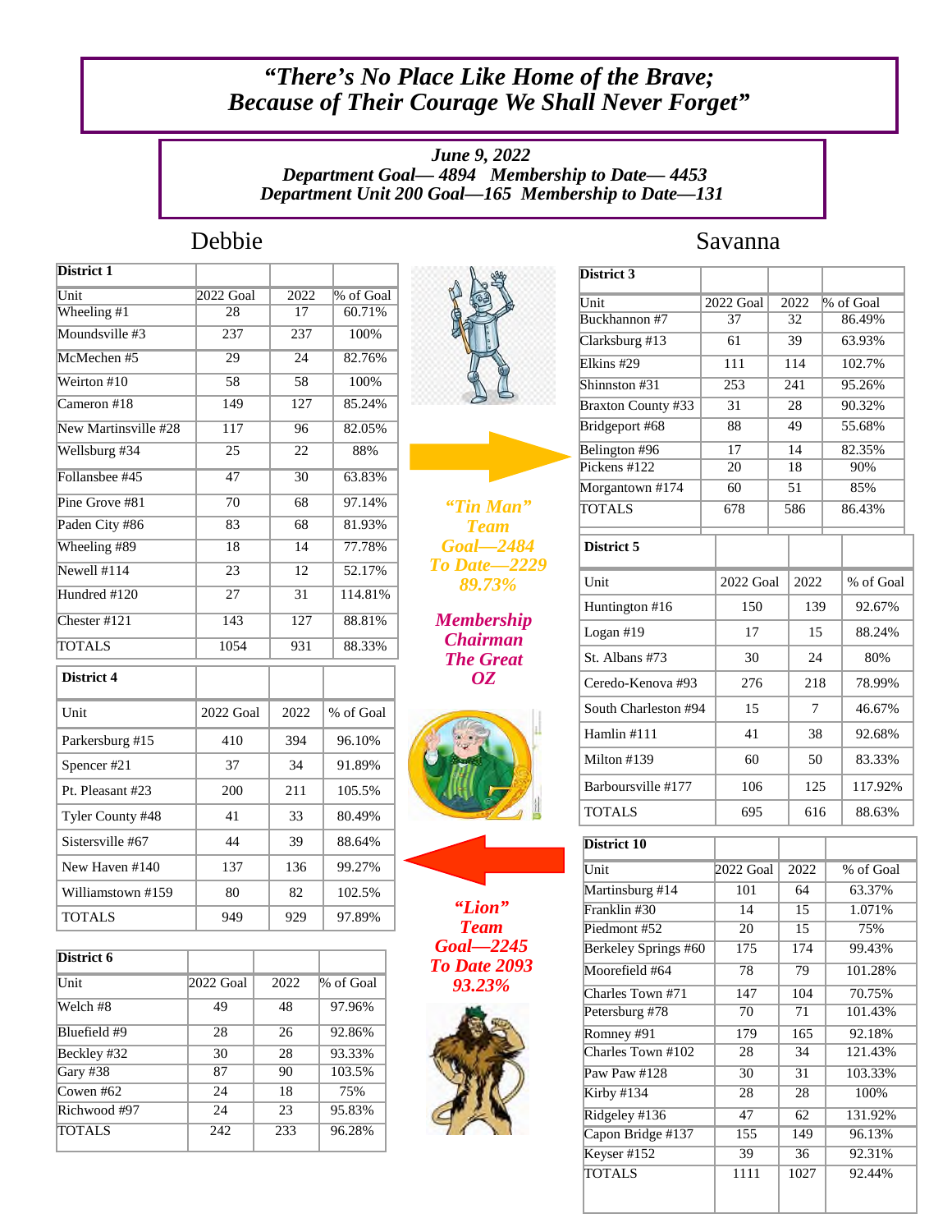# *"There's No Place Like Home of the Brave; Because of Their Courage We Shall Never Forget"*

***June 9, 2022***
***Department Goal— 4894   Membership to Date— 4453***
***Department Unit 200 Goal—165  Membership to Date—131***

## Debbie

| District 1 | | | |
|---|---|---|---|
| Unit | 2022 Goal | 2022 | % of Goal |
| Wheeling #1 | 28 | 17 | 60.71% |
| Moundsville #3 | 237 | 237 | 100% |
| McMechen #5 | 29 | 24 | 82.76% |
| Weirton #10 | 58 | 58 | 100% |
| Cameron #18 | 149 | 127 | 85.24% |
| New Martinsville #28 | 117 | 96 | 82.05% |
| Wellsburg #34 | 25 | 22 | 88% |
| Follansbee #45 | 47 | 30 | 63.83% |
| Pine Grove #81 | 70 | 68 | 97.14% |
| Paden City #86 | 83 | 68 | 81.93% |
| Wheeling #89 | 18 | 14 | 77.78% |
| Newell #114 | 23 | 12 | 52.17% |
| Hundred #120 | 27 | 31 | 114.81% |
| Chester #121 | 143 | 127 | 88.81% |
| TOTALS | 1054 | 931 | 88.33% |

| District 4 | | | |
|---|---|---|---|
| Unit | 2022 Goal | 2022 | % of Goal |
| Parkersburg #15 | 410 | 394 | 96.10% |
| Spencer #21 | 37 | 34 | 91.89% |
| Pt. Pleasant #23 | 200 | 211 | 105.5% |
| Tyler County #48 | 41 | 33 | 80.49% |
| Sistersville #67 | 44 | 39 | 88.64% |
| New Haven #140 | 137 | 136 | 99.27% |
| Williamstown #159 | 80 | 82 | 102.5% |
| TOTALS | 949 | 929 | 97.89% |

| District 6 | | | |
|---|---|---|---|
| Unit | 2022 Goal | 2022 | % of Goal |
| Welch #8 | 49 | 48 | 97.96% |
| Bluefield #9 | 28 | 26 | 92.86% |
| Beckley #32 | 30 | 28 | 93.33% |
| Gary #38 | 87 | 90 | 103.5% |
| Cowen #62 | 24 | 18 | 75% |
| Richwood #97 | 24 | 23 | 95.83% |
| TOTALS | 242 | 233 | 96.28% |

***"Tin Man" Team***
***Goal—2484***
***To Date—2229***
***89.73%***

***Membership Chairman The Great OZ***

***"Lion" Team***
***Goal—2245***
***To Date 2093***
***93.23%***

## Savanna

| District 3 | | | |
|---|---|---|---|
| Unit | 2022 Goal | 2022 | % of Goal |
| Buckhannon #7 | 37 | 32 | 86.49% |
| Clarksburg #13 | 61 | 39 | 63.93% |
| Elkins #29 | 111 | 114 | 102.7% |
| Shinnston #31 | 253 | 241 | 95.26% |
| Braxton County #33 | 31 | 28 | 90.32% |
| Bridgeport #68 | 88 | 49 | 55.68% |
| Belington #96 | 17 | 14 | 82.35% |
| Pickens #122 | 20 | 18 | 90% |
| Morgantown #174 | 60 | 51 | 85% |
| TOTALS | 678 | 586 | 86.43% |

| District 5 | | | |
|---|---|---|---|
| Unit | 2022 Goal | 2022 | % of Goal |
| Huntington #16 | 150 | 139 | 92.67% |
| Logan #19 | 17 | 15 | 88.24% |
| St. Albans #73 | 30 | 24 | 80% |
| Ceredo-Kenova #93 | 276 | 218 | 78.99% |
| South Charleston #94 | 15 | 7 | 46.67% |
| Hamlin #111 | 41 | 38 | 92.68% |
| Milton #139 | 60 | 50 | 83.33% |
| Barboursville #177 | 106 | 125 | 117.92% |
| TOTALS | 695 | 616 | 88.63% |

| District 10 | | | |
|---|---|---|---|
| Unit | 2022 Goal | 2022 | % of Goal |
| Martinsburg #14 | 101 | 64 | 63.37% |
| Franklin #30 | 14 | 15 | 1.071% |
| Piedmont #52 | 20 | 15 | 75% |
| Berkeley Springs #60 | 175 | 174 | 99.43% |
| Moorefield #64 | 78 | 79 | 101.28% |
| Charles Town #71 | 147 | 104 | 70.75% |
| Petersburg #78 | 70 | 71 | 101.43% |
| Romney #91 | 179 | 165 | 92.18% |
| Charles Town #102 | 28 | 34 | 121.43% |
| Paw Paw #128 | 30 | 31 | 103.33% |
| Kirby #134 | 28 | 28 | 100% |
| Ridgeley #136 | 47 | 62 | 131.92% |
| Capon Bridge #137 | 155 | 149 | 96.13% |
| Keyser #152 | 39 | 36 | 92.31% |
| TOTALS | 1111 | 1027 | 92.44% |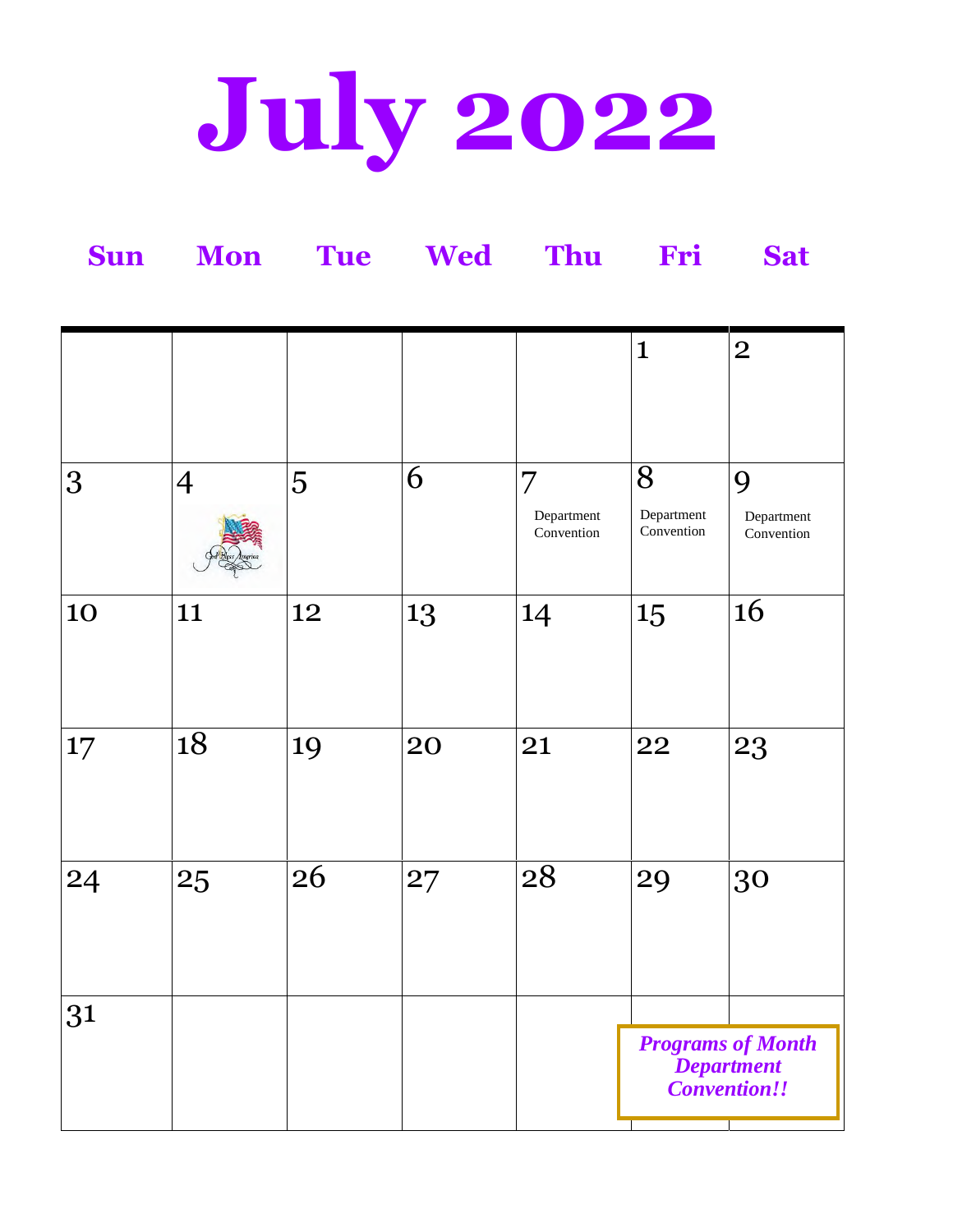# July 2022

| Sun | Mon | Tue | Wed | Thu | Fri | Sat |
|---|---|---|---|---|---|---|
| | | | | | 1 | 2 |
| 3 | 4 | 5 | 6 | 7 Department Convention | 8 Department Convention | 9 Department Convention |
| 10 | 11 | 12 | 13 | 14 | 15 | 16 |
| 17 | 18 | 19 | 20 | 21 | 22 | 23 |
| 24 | 25 | 26 | 27 | 28 | 29 | 30 |
| 31 | | | | | | |

***Programs of Month Department Convention!!***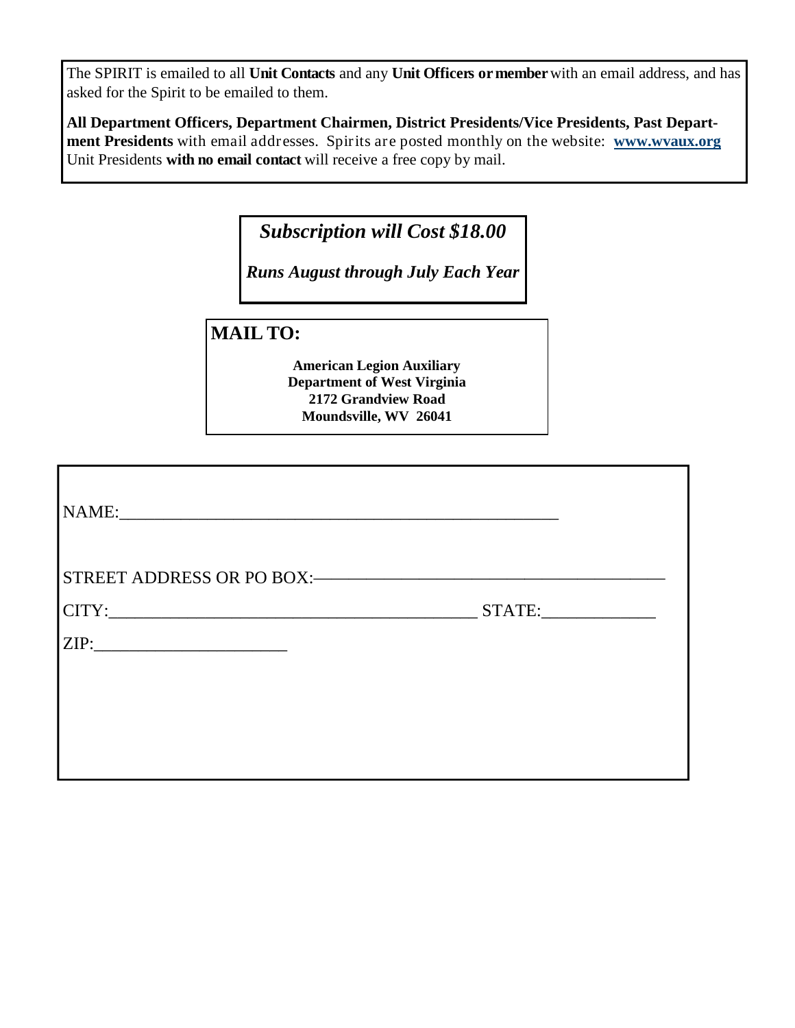The SPIRIT is emailed to all **Unit Contacts** and any **Unit Officers or member** with an email address, and has asked for the Spirit to be emailed to them.

**All Department Officers, Department Chairmen, District Presidents/Vice Presidents, Past Department Presidents** with email addresses. Spirits are posted monthly on the website: **www.wvaux.org** Unit Presidents **with no email contact** will receive a free copy by mail.

***Subscription will Cost $18.00***

***Runs August through July Each Year***

**MAIL TO:**

**American Legion Auxiliary**
**Department of West Virginia**
**2172 Grandview Road**
**Moundsville, WV 26041**

NAME:______________________________________________________

STREET ADDRESS OR PO BOX:____________________________________________

CITY:____________________________________________ STATE:_____________

ZIP:_______________________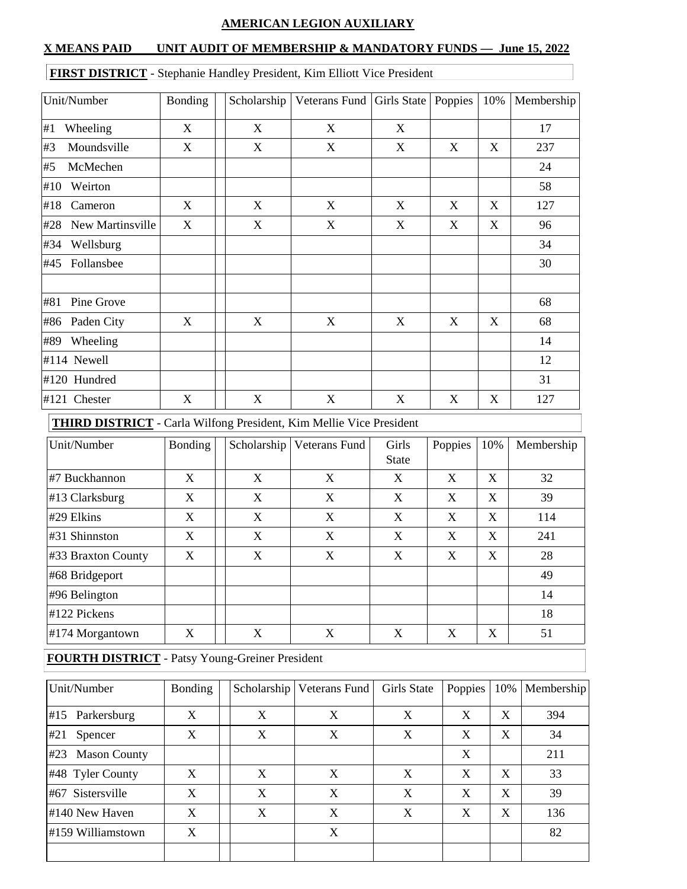**AMERICAN LEGION AUXILIARY**

**X MEANS PAID UNIT AUDIT OF MEMBERSHIP & MANDATORY FUNDS — June 15, 2022**

**FIRST DISTRICT** - Stephanie Handley President, Kim Elliott Vice President

| Unit/Number | Bonding | | Scholarship | Veterans Fund | Girls State | Poppies | 10% | Membership |
|---|---|---|---|---|---|---|---|---|
| #1 Wheeling | X | | X | X | X | | | 17 |
| #3 Moundsville | X | | X | X | X | X | X | 237 |
| #5 McMechen | | | | | | | | 24 |
| #10 Weirton | | | | | | | | 58 |
| #18 Cameron | X | | X | X | X | X | X | 127 |
| #28 New Martinsville | X | | X | X | X | X | X | 96 |
| #34 Wellsburg | | | | | | | | 34 |
| #45 Follansbee | | | | | | | | 30 |
| | | | | | | | | |
| #81 Pine Grove | | | | | | | | 68 |
| #86 Paden City | X | | X | X | X | X | X | 68 |
| #89 Wheeling | | | | | | | | 14 |
| #114 Newell | | | | | | | | 12 |
| #120 Hundred | | | | | | | | 31 |
| #121 Chester | X | | X | X | X | X | X | 127 |

**THIRD DISTRICT** - Carla Wilfong President, Kim Mellie Vice President

| Unit/Number | Bonding | | Scholarship | Veterans Fund | Girls State | Poppies | 10% | Membership |
|---|---|---|---|---|---|---|---|---|
| #7 Buckhannon | X | | X | X | X | X | X | 32 |
| #13 Clarksburg | X | | X | X | X | X | X | 39 |
| #29 Elkins | X | | X | X | X | X | X | 114 |
| #31 Shinnston | X | | X | X | X | X | X | 241 |
| #33 Braxton County | X | | X | X | X | X | X | 28 |
| #68 Bridgeport | | | | | | | | 49 |
| #96 Belington | | | | | | | | 14 |
| #122 Pickens | | | | | | | | 18 |
| #174 Morgantown | X | | X | X | X | X | X | 51 |

**FOURTH DISTRICT** - Patsy Young-Greiner President

| Unit/Number | Bonding | | Scholarship | Veterans Fund | Girls State | Poppies | 10% | Membership |
|---|---|---|---|---|---|---|---|---|
| #15 Parkersburg | X | | X | X | X | X | X | 394 |
| #21 Spencer | X | | X | X | X | X | X | 34 |
| #23 Mason County | | | | | | X | | 211 |
| #48 Tyler County | X | | X | X | X | X | X | 33 |
| #67 Sistersville | X | | X | X | X | X | X | 39 |
| #140 New Haven | X | | X | X | X | X | X | 136 |
| #159 Williamstown | X | | | X | | | | 82 |
| | | | | | | | | |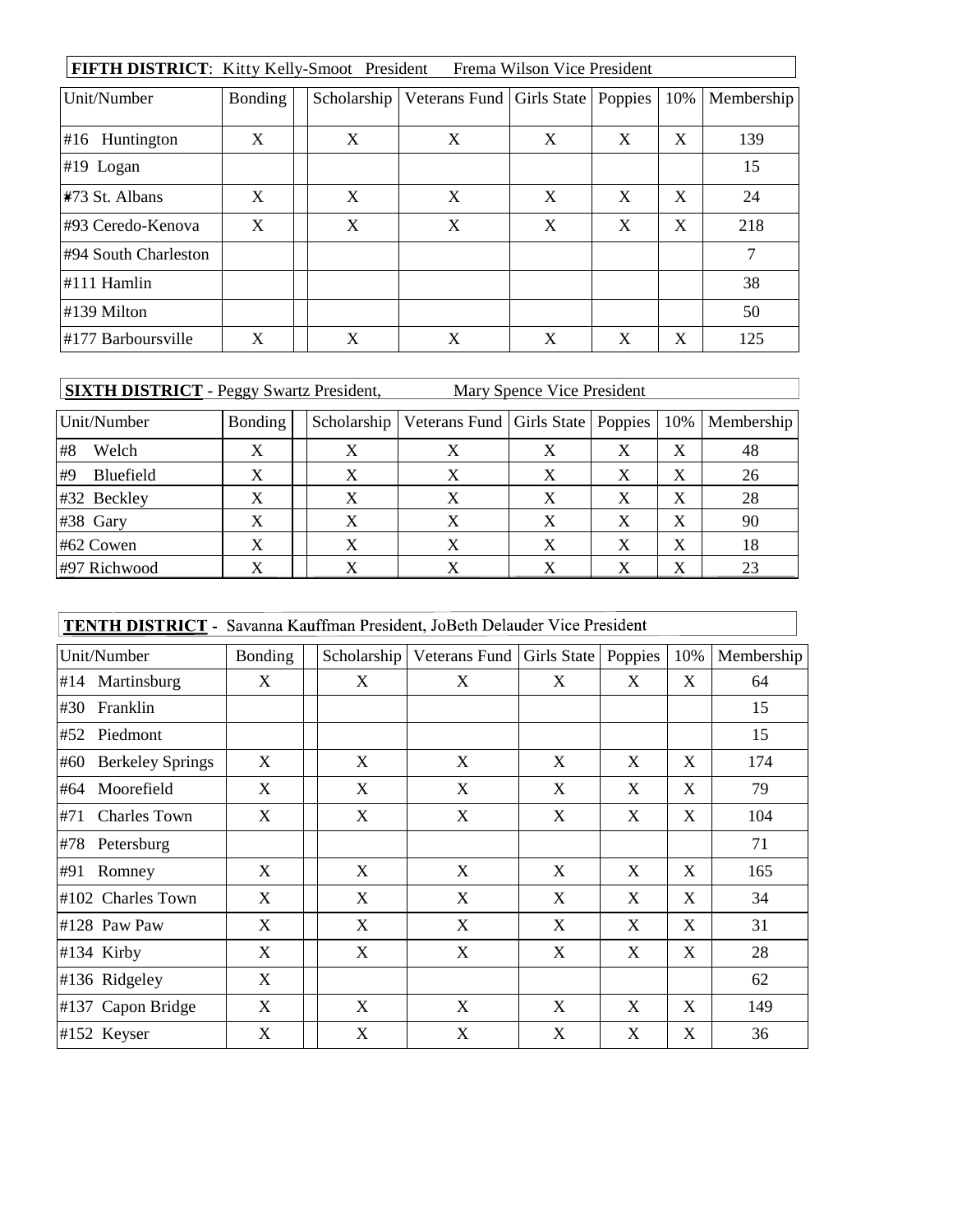**FIFTH DISTRICT**: Kitty Kelly-Smoot President Frema Wilson Vice President

| Unit/Number | Bonding | | Scholarship | Veterans Fund | Girls State | Poppies | 10% | Membership |
|---|---|---|---|---|---|---|---|---|
| #16 Huntington | X | | X | X | X | X | X | 139 |
| #19 Logan | | | | | | | | 15 |
| #73 St. Albans | X | | X | X | X | X | X | 24 |
| #93 Ceredo-Kenova | X | | X | X | X | X | X | 218 |
| #94 South Charleston | | | | | | | | 7 |
| #111 Hamlin | | | | | | | | 38 |
| #139 Milton | | | | | | | | 50 |
| #177 Barboursville | X | | X | X | X | X | X | 125 |

**SIXTH DISTRICT** - Peggy Swartz President, Mary Spence Vice President

| Unit/Number | Bonding | | Scholarship | Veterans Fund | Girls State | Poppies | 10% | Membership |
|---|---|---|---|---|---|---|---|---|
| #8 Welch | X | | X | X | X | X | X | 48 |
| #9 Bluefield | X | | X | X | X | X | X | 26 |
| #32 Beckley | X | | X | X | X | X | X | 28 |
| #38 Gary | X | | X | X | X | X | X | 90 |
| #62 Cowen | X | | X | X | X | X | X | 18 |
| #97 Richwood | X | | X | X | X | X | X | 23 |

**TENTH DISTRICT** - Savanna Kauffman President, JoBeth Delauder Vice President

| Unit/Number | Bonding | | Scholarship | Veterans Fund | Girls State | Poppies | 10% | Membership |
|---|---|---|---|---|---|---|---|---|
| #14 Martinsburg | X | | X | X | X | X | X | 64 |
| #30 Franklin | | | | | | | | 15 |
| #52 Piedmont | | | | | | | | 15 |
| #60 Berkeley Springs | X | | X | X | X | X | X | 174 |
| #64 Moorefield | X | | X | X | X | X | X | 79 |
| #71 Charles Town | X | | X | X | X | X | X | 104 |
| #78 Petersburg | | | | | | | | 71 |
| #91 Romney | X | | X | X | X | X | X | 165 |
| #102 Charles Town | X | | X | X | X | X | X | 34 |
| #128 Paw Paw | X | | X | X | X | X | X | 31 |
| #134 Kirby | X | | X | X | X | X | X | 28 |
| #136 Ridgeley | X | | | | | | | 62 |
| #137 Capon Bridge | X | | X | X | X | X | X | 149 |
| #152 Keyser | X | | X | X | X | X | X | 36 |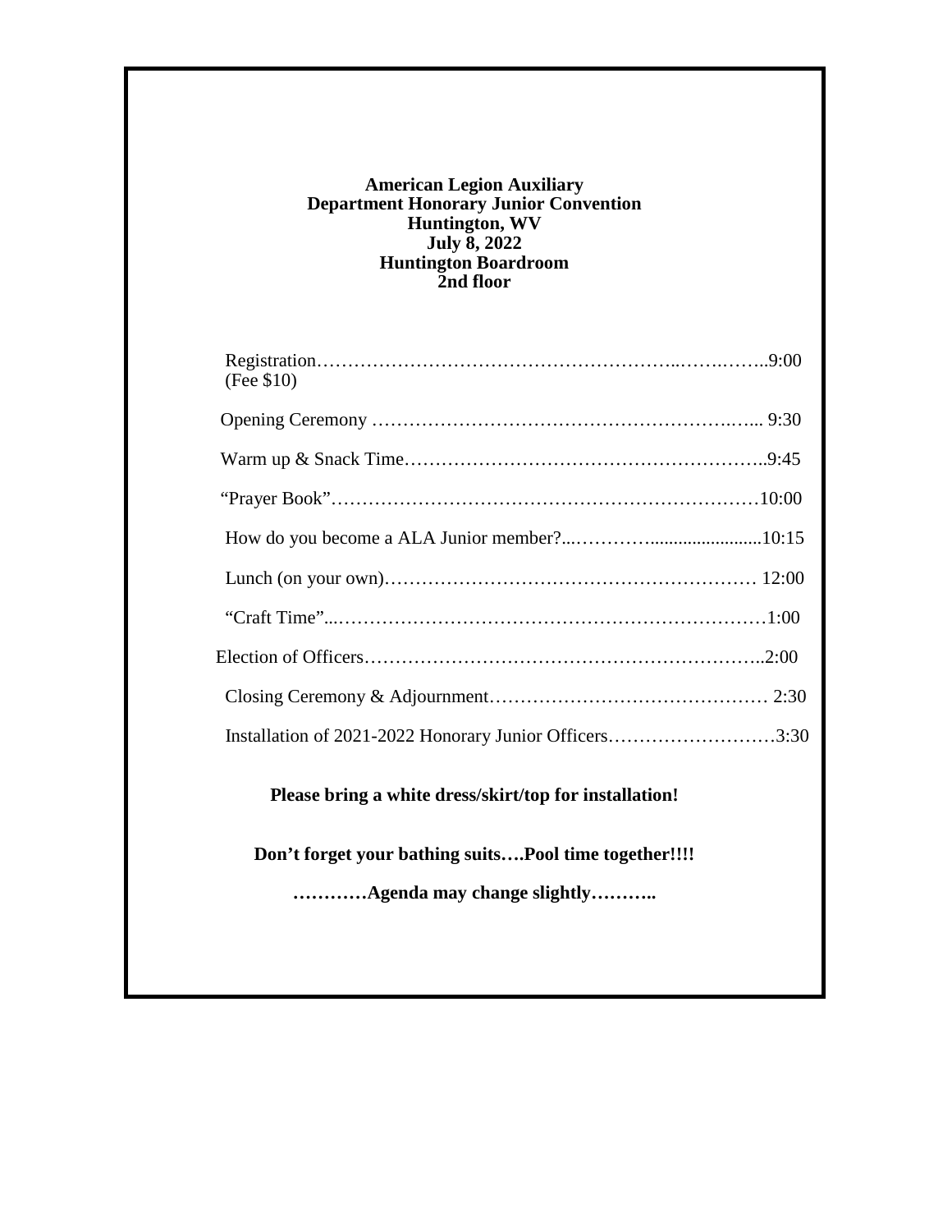**American Legion Auxiliary**
**Department Honorary Junior Convention**
**Huntington, WV**
**July 8, 2022**
**Huntington Boardroom**
**2nd floor**

Registration……………………………………………………..…….……..9:00
(Fee $10)

Opening Ceremony …………………………………………………..…... 9:30

Warm up & Snack Time………………………………………………..9:45

"Prayer Book"……………………………………………………………10:00

How do you become a ALA Junior member?...………........................10:15

Lunch (on your own)………………………………………………… 12:00

"Craft Time"..……………………………………………………………1:00

Election of Officers………………………………………………………..2:00

Closing Ceremony & Adjournment……………………………………… 2:30

Installation of 2021-2022 Honorary Junior Officers………………………3:30

**Please bring a white dress/skirt/top for installation!**

**Don't forget your bathing suits….Pool time together!!!!**

**…………Agenda may change slightly………..**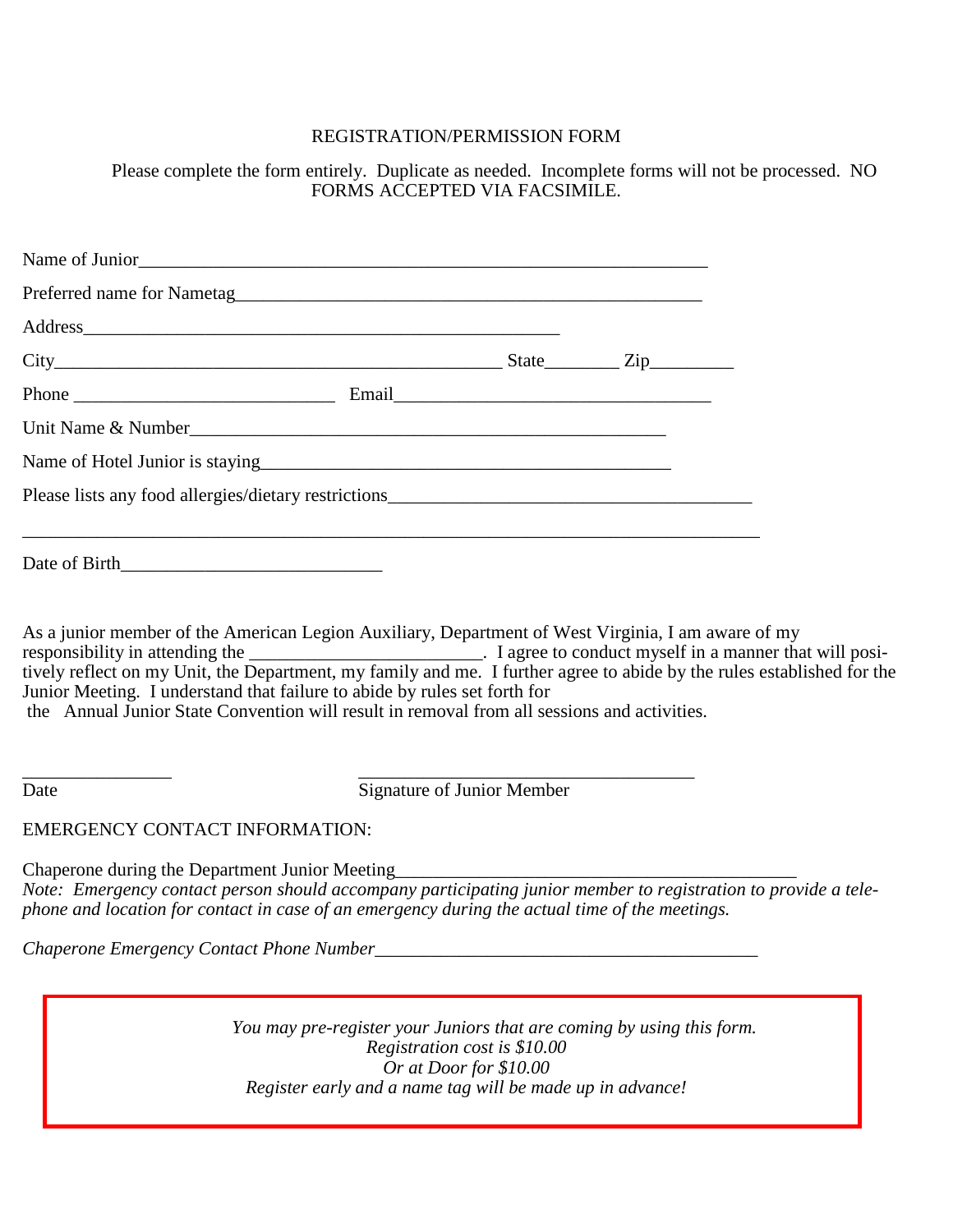# REGISTRATION/PERMISSION FORM

Please complete the form entirely. Duplicate as needed. Incomplete forms will not be processed. NO FORMS ACCEPTED VIA FACSIMILE.

Name of Junior_______________________________________________________________

Preferred name for Nametag__________________________________________________

Address_____________________________________________________

City__________________________________________________ State________ Zip_________

Phone ____________________________ Email___________________________________

Unit Name & Number_____________________________________________________

Name of Hotel Junior is staying_____________________________________________

Please lists any food allergies/dietary restrictions________________________________________

_________________________________________________________________________________

Date of Birth____________________________

As a junior member of the American Legion Auxiliary, Department of West Virginia, I am aware of my responsibility in attending the _________________________. I agree to conduct myself in a manner that will positively reflect on my Unit, the Department, my family and me. I further agree to abide by the rules established for the Junior Meeting. I understand that failure to abide by rules set forth for the Annual Junior State Convention will result in removal from all sessions and activities.

________________ ____________________________________

Date Signature of Junior Member

EMERGENCY CONTACT INFORMATION:

Chaperone during the Department Junior Meeting____________________________________________

*Note: Emergency contact person should accompany participating junior member to registration to provide a telephone and location for contact in case of an emergency during the actual time of the meetings.*

*Chaperone Emergency Contact Phone Number*__________________________________________

*You may pre-register your Juniors that are coming by using this form.*
*Registration cost is $10.00*
*Or at Door for $10.00*
*Register early and a name tag will be made up in advance!*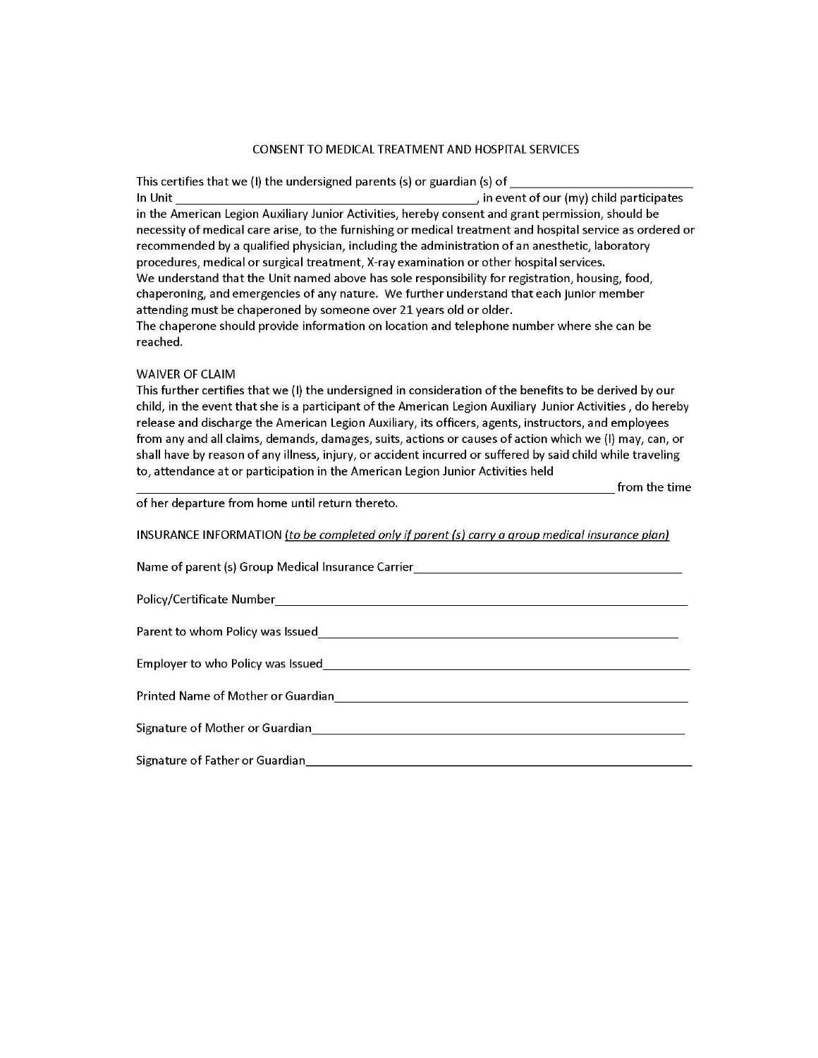# CONSENT TO MEDICAL TREATMENT AND HOSPITAL SERVICES

This certifies that we (I) the undersigned parents (s) or guardian (s) of ___________________________
In Unit ____________________________________________, in event of our (my) child participates in the American Legion Auxiliary Junior Activities, hereby consent and grant permission, should be necessity of medical care arise, to the furnishing or medical treatment and hospital service as ordered or recommended by a qualified physician, including the administration of an anesthetic, laboratory procedures, medical or surgical treatment, X-ray examination or other hospital services.
We understand that the Unit named above has sole responsibility for registration, housing, food, chaperoning, and emergencies of any nature. We further understand that each junior member attending must be chaperoned by someone over 21 years old or older.
The chaperone should provide information on location and telephone number where she can be reached.

## WAIVER OF CLAIM

This further certifies that we (I) the undersigned in consideration of the benefits to be derived by our child, in the event that she is a participant of the American Legion Auxiliary Junior Activities , do hereby release and discharge the American Legion Auxiliary, its officers, agents, instructors, and employees from any and all claims, demands, damages, suits, actions or causes of action which we (I) may, can, or shall have by reason of any illness, injury, or accident incurred or suffered by said child while traveling to, attendance at or participation in the American Legion Junior Activities held
_______________________________________________________________________ from the time of her departure from home until return thereto.

## INSURANCE INFORMATION *(to be completed only if parent (s) carry a group medical insurance plan)*

Name of parent (s) Group Medical Insurance Carrier_________________________________________

Policy/Certificate Number_______________________________________________________________

Parent to whom Policy was Issued_______________________________________________________

Employer to who Policy was Issued______________________________________________________

Printed Name of Mother or Guardian_____________________________________________________

Signature of Mother or Guardian________________________________________________________

Signature of Father or Guardian_________________________________________________________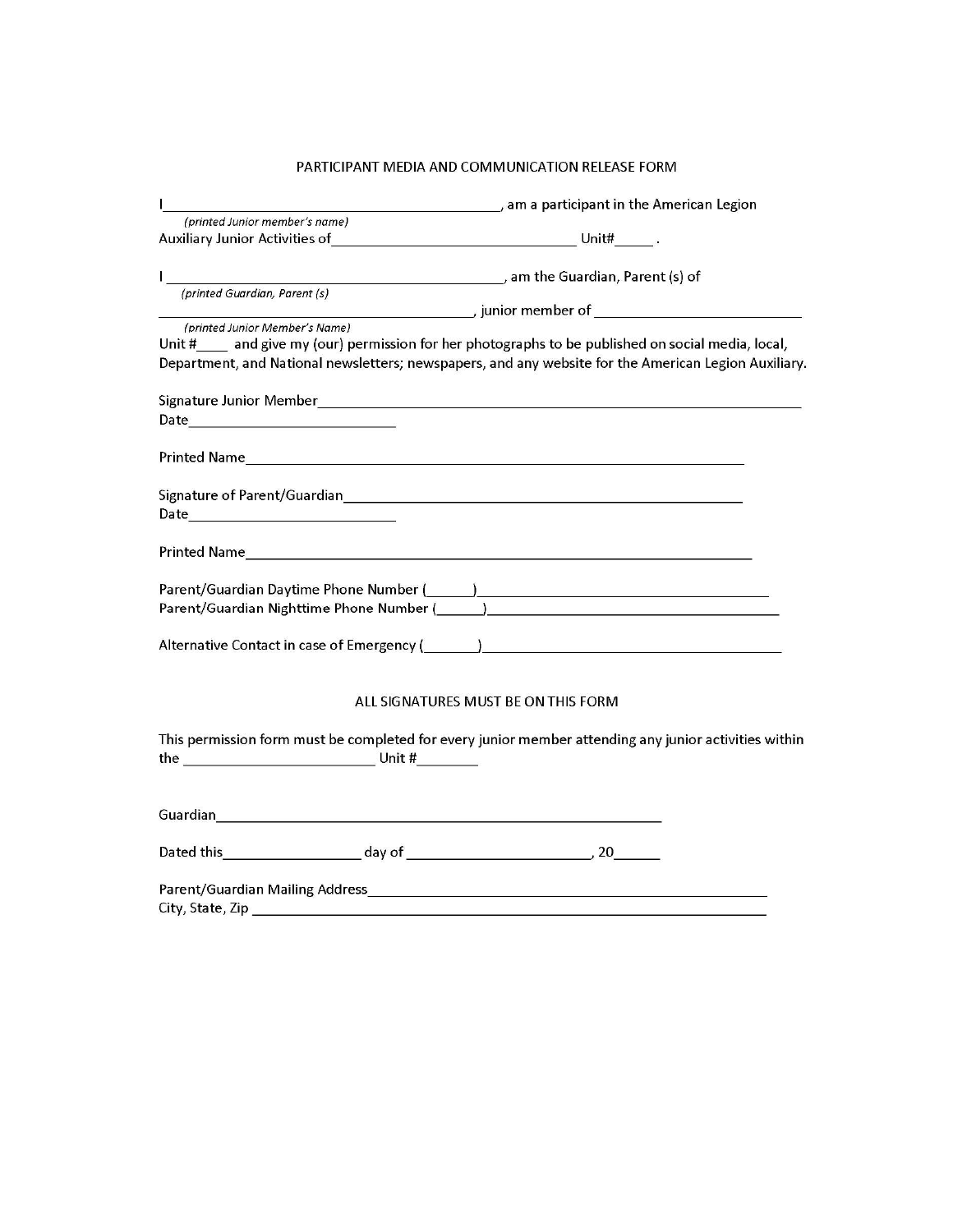# PARTICIPANT MEDIA AND COMMUNICATION RELEASE FORM

I\_\_\_\_\_\_\_\_\_\_\_\_\_\_\_\_\_\_\_\_\_\_\_\_\_\_\_\_\_\_\_\_\_\_\_\_\_\_\_\_\_\_\_\_, am a participant in the American Legion
*(printed Junior member's name)*
Auxiliary Junior Activities of\_\_\_\_\_\_\_\_\_\_\_\_\_\_\_\_\_\_\_\_\_\_\_\_\_\_\_\_\_\_\_\_\_\_ Unit#\_\_\_\_\_ .

I \_\_\_\_\_\_\_\_\_\_\_\_\_\_\_\_\_\_\_\_\_\_\_\_\_\_\_\_\_\_\_\_\_\_\_\_\_\_\_\_\_\_\_\_, am the Guardian, Parent (s) of
*(printed Guardian, Parent (s)*
\_\_\_\_\_\_\_\_\_\_\_\_\_\_\_\_\_\_\_\_\_\_\_\_\_\_\_\_\_\_\_\_\_\_\_\_\_\_\_\_\_\_\_\_, junior member of \_\_\_\_\_\_\_\_\_\_\_\_\_\_\_\_\_\_\_\_\_\_\_\_\_\_\_\_
*(printed Junior Member's Name)*
Unit #\_\_\_\_ and give my (our) permission for her photographs to be published on social media, local, Department, and National newsletters; newspapers, and any website for the American Legion Auxiliary.

Signature Junior Member\_\_\_\_\_\_\_\_\_\_\_\_\_\_\_\_\_\_\_\_\_\_\_\_\_\_\_\_\_\_\_\_\_\_\_\_\_\_\_\_\_\_\_\_\_\_\_\_\_\_\_\_\_\_\_\_\_\_\_\_\_\_
Date\_\_\_\_\_\_\_\_\_\_\_\_\_\_\_\_\_\_\_\_\_\_\_\_\_\_\_\_

Printed Name\_\_\_\_\_\_\_\_\_\_\_\_\_\_\_\_\_\_\_\_\_\_\_\_\_\_\_\_\_\_\_\_\_\_\_\_\_\_\_\_\_\_\_\_\_\_\_\_\_\_\_\_\_\_\_\_\_\_\_\_

Signature of Parent/Guardian\_\_\_\_\_\_\_\_\_\_\_\_\_\_\_\_\_\_\_\_\_\_\_\_\_\_\_\_\_\_\_\_\_\_\_\_\_\_\_\_\_\_\_\_\_\_\_\_\_\_
Date\_\_\_\_\_\_\_\_\_\_\_\_\_\_\_\_\_\_\_\_\_\_\_\_\_\_\_\_

Printed Name\_\_\_\_\_\_\_\_\_\_\_\_\_\_\_\_\_\_\_\_\_\_\_\_\_\_\_\_\_\_\_\_\_\_\_\_\_\_\_\_\_\_\_\_\_\_\_\_\_\_\_\_\_\_\_\_\_\_\_\_

Parent/Guardian Daytime Phone Number (\_\_\_\_\_\_)\_\_\_\_\_\_\_\_\_\_\_\_\_\_\_\_\_\_\_\_\_\_\_\_\_\_\_\_\_\_\_\_\_\_\_\_
Parent/Guardian Nighttime Phone Number (\_\_\_\_\_\_)\_\_\_\_\_\_\_\_\_\_\_\_\_\_\_\_\_\_\_\_\_\_\_\_\_\_\_\_\_\_\_\_\_\_\_\_

Alternative Contact in case of Emergency (\_\_\_\_\_\_\_)\_\_\_\_\_\_\_\_\_\_\_\_\_\_\_\_\_\_\_\_\_\_\_\_\_\_\_\_\_\_\_\_\_\_\_\_

ALL SIGNATURES MUST BE ON THIS FORM

This permission form must be completed for every junior member attending any junior activities within the \_\_\_\_\_\_\_\_\_\_\_\_\_\_\_\_\_\_\_\_\_\_\_\_\_ Unit #\_\_\_\_\_\_\_\_

Guardian\_\_\_\_\_\_\_\_\_\_\_\_\_\_\_\_\_\_\_\_\_\_\_\_\_\_\_\_\_\_\_\_\_\_\_\_\_\_\_\_\_\_\_\_\_\_\_\_\_\_\_\_\_\_\_\_\_\_

Dated this\_\_\_\_\_\_\_\_\_\_\_\_\_\_\_\_\_\_ day of \_\_\_\_\_\_\_\_\_\_\_\_\_\_\_\_\_\_\_\_\_\_\_\_, 20\_\_\_\_\_\_

Parent/Guardian Mailing Address\_\_\_\_\_\_\_\_\_\_\_\_\_\_\_\_\_\_\_\_\_\_\_\_\_\_\_\_\_\_\_\_\_\_\_\_\_\_\_\_\_\_\_\_\_\_\_\_\_\_\_\_
City, State, Zip \_\_\_\_\_\_\_\_\_\_\_\_\_\_\_\_\_\_\_\_\_\_\_\_\_\_\_\_\_\_\_\_\_\_\_\_\_\_\_\_\_\_\_\_\_\_\_\_\_\_\_\_\_\_\_\_\_\_\_\_\_\_\_\_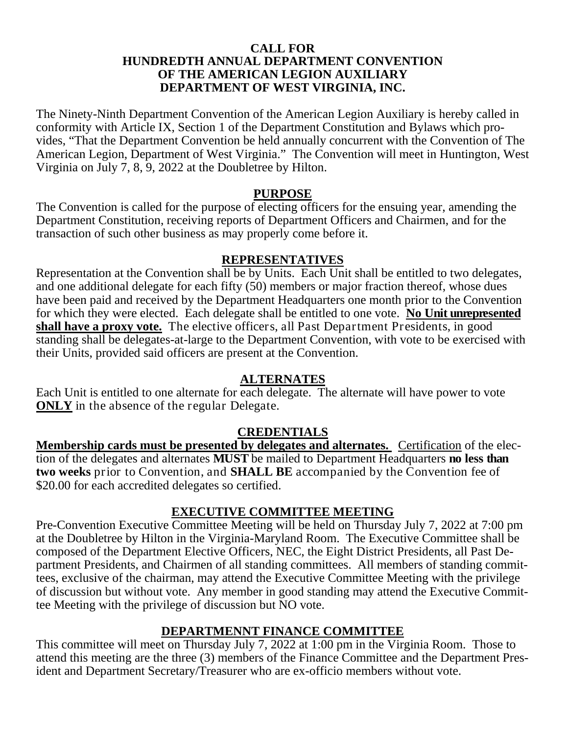# CALL FOR HUNDREDTH ANNUAL DEPARTMENT CONVENTION OF THE AMERICAN LEGION AUXILIARY DEPARTMENT OF WEST VIRGINIA, INC.

The Ninety-Ninth Department Convention of the American Legion Auxiliary is hereby called in conformity with Article IX, Section 1 of the Department Constitution and Bylaws which provides, "That the Department Convention be held annually concurrent with the Convention of The American Legion, Department of West Virginia." The Convention will meet in Huntington, West Virginia on July 7, 8, 9, 2022 at the Doubletree by Hilton.

## PURPOSE

The Convention is called for the purpose of electing officers for the ensuing year, amending the Department Constitution, receiving reports of Department Officers and Chairmen, and for the transaction of such other business as may properly come before it.

## REPRESENTATIVES

Representation at the Convention shall be by Units. Each Unit shall be entitled to two delegates, and one additional delegate for each fifty (50) members or major fraction thereof, whose dues have been paid and received by the Department Headquarters one month prior to the Convention for which they were elected. Each delegate shall be entitled to one vote. **No Unit unrepresented shall have a proxy vote.** The elective officers, all Past Department Presidents, in good standing shall be delegates-at-large to the Department Convention, with vote to be exercised with their Units, provided said officers are present at the Convention.

## ALTERNATES

Each Unit is entitled to one alternate for each delegate. The alternate will have power to vote **ONLY** in the absence of the regular Delegate.

## CREDENTIALS

**Membership cards must be presented by delegates and alternates.** Certification of the election of the delegates and alternates **MUST** be mailed to Department Headquarters **no less than two weeks** prior to Convention, and **SHALL BE** accompanied by the Convention fee of $20.00 for each accredited delegates so certified.

## EXECUTIVE COMMITTEE MEETING

Pre-Convention Executive Committee Meeting will be held on Thursday July 7, 2022 at 7:00 pm at the Doubletree by Hilton in the Virginia-Maryland Room. The Executive Committee shall be composed of the Department Elective Officers, NEC, the Eight District Presidents, all Past Department Presidents, and Chairmen of all standing committees. All members of standing committees, exclusive of the chairman, may attend the Executive Committee Meeting with the privilege of discussion but without vote. Any member in good standing may attend the Executive Committee Meeting with the privilege of discussion but NO vote.

## DEPARTMENNT FINANCE COMMITTEE

This committee will meet on Thursday July 7, 2022 at 1:00 pm in the Virginia Room. Those to attend this meeting are the three (3) members of the Finance Committee and the Department President and Department Secretary/Treasurer who are ex-officio members without vote.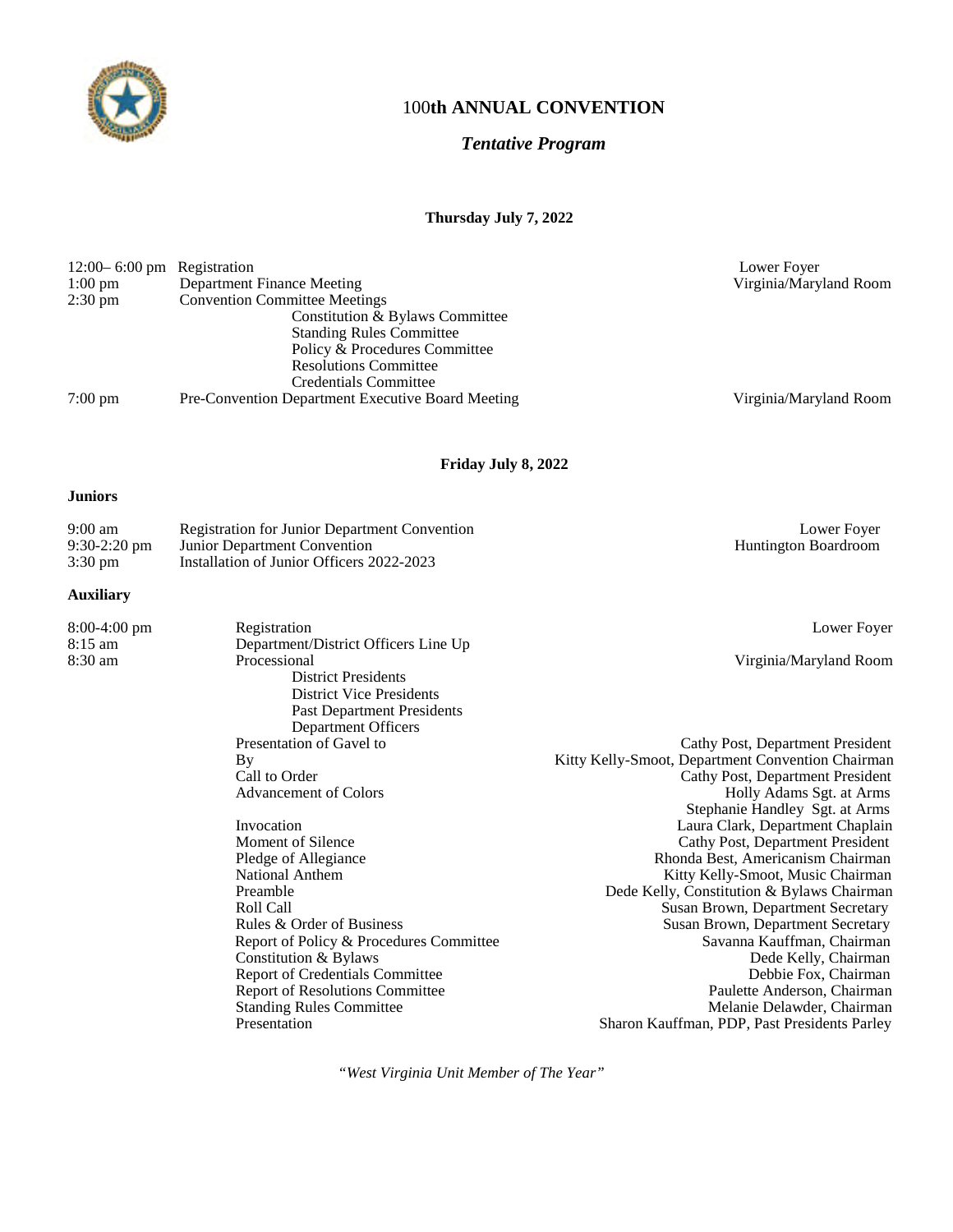# 100th ANNUAL CONVENTION

## *Tentative Program*

**Thursday July 7, 2022**

| Time | Event | Location |
|---|---|---|
| 12:00– 6:00 pm | Registration | Lower Foyer |
| 1:00 pm | Department Finance Meeting | Virginia/Maryland Room |
| 2:30 pm | Convention Committee Meetings | |
| | Constitution & Bylaws Committee | |
| | Standing Rules Committee | |
| | Policy & Procedures Committee | |
| | Resolutions Committee | |
| | Credentials Committee | |
| 7:00 pm | Pre-Convention Department Executive Board Meeting | Virginia/Maryland Room |

**Friday July 8, 2022**

**Juniors**

| Time | Event | Location |
|---|---|---|
| 9:00 am | Registration for Junior Department Convention | Lower Foyer |
| 9:30-2:20 pm | Junior Department Convention | Huntington Boardroom |
| 3:30 pm | Installation of Junior Officers 2022-2023 | |

**Auxiliary**

| Time | Event | Location / Person |
|---|---|---|
| 8:00-4:00 pm | Registration | Lower Foyer |
| 8:15 am | Department/District Officers Line Up | |
| 8:30 am | Processional | Virginia/Maryland Room |
| | District Presidents | |
| | District Vice Presidents | |
| | Past Department Presidents | |
| | Department Officers | |
| | Presentation of Gavel to | Cathy Post, Department President |
| | By | Kitty Kelly-Smoot, Department Convention Chairman |
| | Call to Order | Cathy Post, Department President |
| | Advancement of Colors | Holly Adams Sgt. at Arms<br>Stephanie Handley Sgt. at Arms |
| | Invocation | Laura Clark, Department Chaplain |
| | Moment of Silence | Cathy Post, Department President |
| | Pledge of Allegiance | Rhonda Best, Americanism Chairman |
| | National Anthem | Kitty Kelly-Smoot, Music Chairman |
| | Preamble | Dede Kelly, Constitution & Bylaws Chairman |
| | Roll Call | Susan Brown, Department Secretary |
| | Rules & Order of Business | Susan Brown, Department Secretary |
| | Report of Policy & Procedures Committee | Savanna Kauffman, Chairman |
| | Constitution & Bylaws | Dede Kelly, Chairman |
| | Report of Credentials Committee | Debbie Fox, Chairman |
| | Report of Resolutions Committee | Paulette Anderson, Chairman |
| | Standing Rules Committee | Melanie Delawder, Chairman |
| | Presentation | Sharon Kauffman, PDP, Past Presidents Parley |

*"West Virginia Unit Member of The Year"*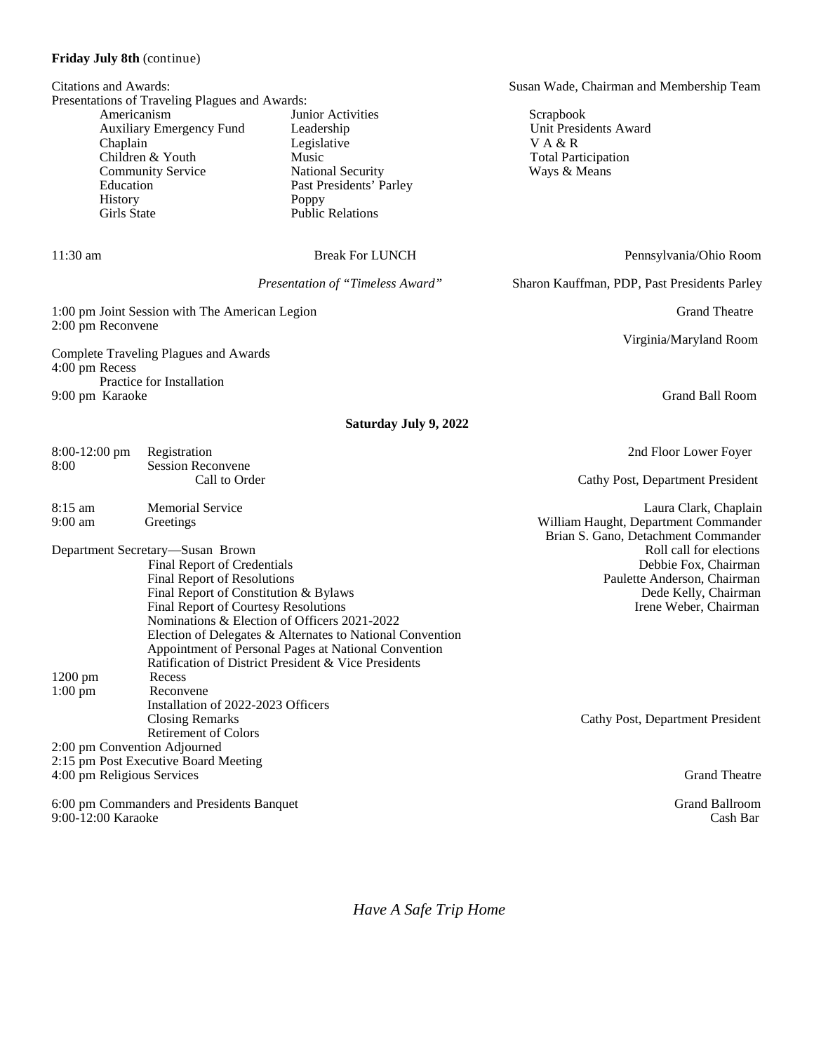**Friday July 8th** (continue)

Citations and Awards: Susan Wade, Chairman and Membership Team

Presentations of Traveling Plaques and Awards:

| | | |
|---|---|---|
| Americanism | Junior Activities | Scrapbook |
| Auxiliary Emergency Fund | Leadership | Unit Presidents Award |
| Chaplain | Legislative | V A & R |
| Children & Youth | Music | Total Participation |
| Community Service | National Security | Ways & Means |
| Education | Past Presidents' Parley | |
| History | Poppy | |
| Girls State | Public Relations | |

11:30 am Break For LUNCH Pennsylvania/Ohio Room

*Presentation of "Timeless Award"* Sharon Kauffman, PDP, Past Presidents Parley

1:00 pm Joint Session with The American Legion Grand Theatre

2:00 pm Reconvene Virginia/Maryland Room

Complete Traveling Plaques and Awards

4:00 pm Recess

Practice for Installation

9:00 pm Karaoke Grand Ball Room

**Saturday July 9, 2022**

8:00-12:00 pm Registration 2nd Floor Lower Foyer

8:00 Session Reconvene

Call to Order Cathy Post, Department President

8:15 am Memorial Service Laura Clark, Chaplain

9:00 am Greetings William Haught, Department Commander

Brian S. Gano, Detachment Commander

Department Secretary—Susan Brown Roll call for elections

Final Report of Credentials Debbie Fox, Chairman

Final Report of Resolutions Paulette Anderson, Chairman

Final Report of Constitution & Bylaws Dede Kelly, Chairman

Final Report of Courtesy Resolutions Irene Weber, Chairman

Nominations & Election of Officers 2021-2022

Election of Delegates & Alternates to National Convention

Appointment of Personal Pages at National Convention

Ratification of District President & Vice Presidents

1200 pm Recess

1:00 pm Reconvene

Installation of 2022-2023 Officers

Closing Remarks Cathy Post, Department President

Retirement of Colors

2:00 pm Convention Adjourned

2:15 pm Post Executive Board Meeting

4:00 pm Religious Services Grand Theatre

6:00 pm Commanders and Presidents Banquet Grand Ballroom

9:00-12:00 Karaoke Cash Bar

*Have A Safe Trip Home*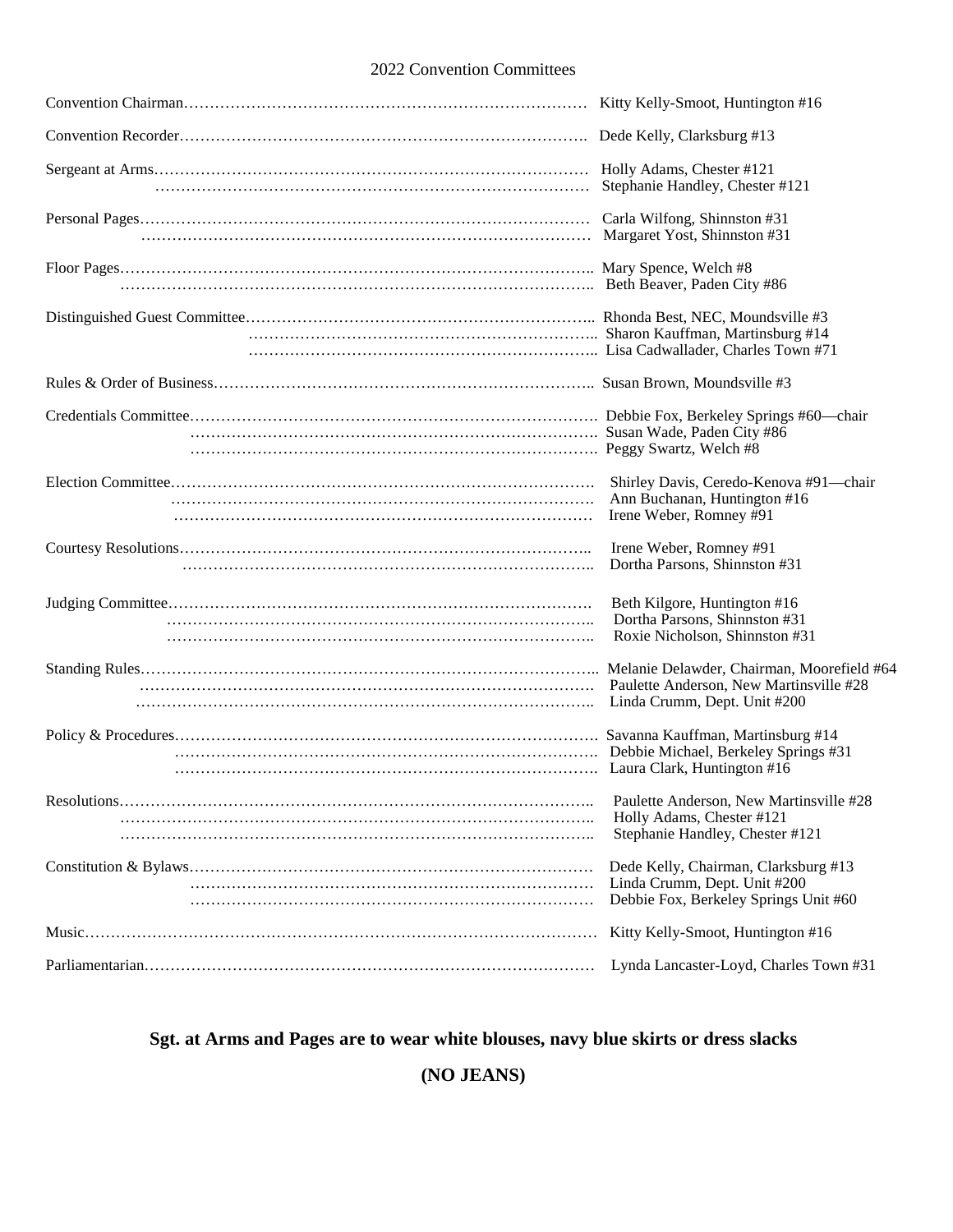## 2022 Convention Committees

| Committee | Member |
|---|---|
| Convention Chairman | Kitty Kelly-Smoot, Huntington #16 |
| Convention Recorder | Dede Kelly, Clarksburg #13 |
| Sergeant at Arms | Holly Adams, Chester #121 |
| | Stephanie Handley, Chester #121 |
| Personal Pages | Carla Wilfong, Shinnston #31 |
| | Margaret Yost, Shinnston #31 |
| Floor Pages | Mary Spence, Welch #8 |
| | Beth Beaver, Paden City #86 |
| Distinguished Guest Committee | Rhonda Best, NEC, Moundsville #3 |
| | Sharon Kauffman, Martinsburg #14 |
| | Lisa Cadwallader, Charles Town #71 |
| Rules & Order of Business | Susan Brown, Moundsville #3 |
| Credentials Committee | Debbie Fox, Berkeley Springs #60—chair |
| | Susan Wade, Paden City #86 |
| | Peggy Swartz, Welch #8 |
| Election Committee | Shirley Davis, Ceredo-Kenova #91—chair |
| | Ann Buchanan, Huntington #16 |
| | Irene Weber, Romney #91 |
| Courtesy Resolutions | Irene Weber, Romney #91 |
| | Dortha Parsons, Shinnston #31 |
| Judging Committee | Beth Kilgore, Huntington #16 |
| | Dortha Parsons, Shinnston #31 |
| | Roxie Nicholson, Shinnston #31 |
| Standing Rules | Melanie Delawder, Chairman, Moorefield #64 |
| | Paulette Anderson, New Martinsville #28 |
| | Linda Crumm, Dept. Unit #200 |
| Policy & Procedures | Savanna Kauffman, Martinsburg #14 |
| | Debbie Michael, Berkeley Springs #31 |
| | Laura Clark, Huntington #16 |
| Resolutions | Paulette Anderson, New Martinsville #28 |
| | Holly Adams, Chester #121 |
| | Stephanie Handley, Chester #121 |
| Constitution & Bylaws | Dede Kelly, Chairman, Clarksburg #13 |
| | Linda Crumm, Dept. Unit #200 |
| | Debbie Fox, Berkeley Springs Unit #60 |
| Music | Kitty Kelly-Smoot, Huntington #16 |
| Parliamentarian | Lynda Lancaster-Loyd, Charles Town #31 |

**Sgt. at Arms and Pages are to wear white blouses, navy blue skirts or dress slacks**

**(NO JEANS)**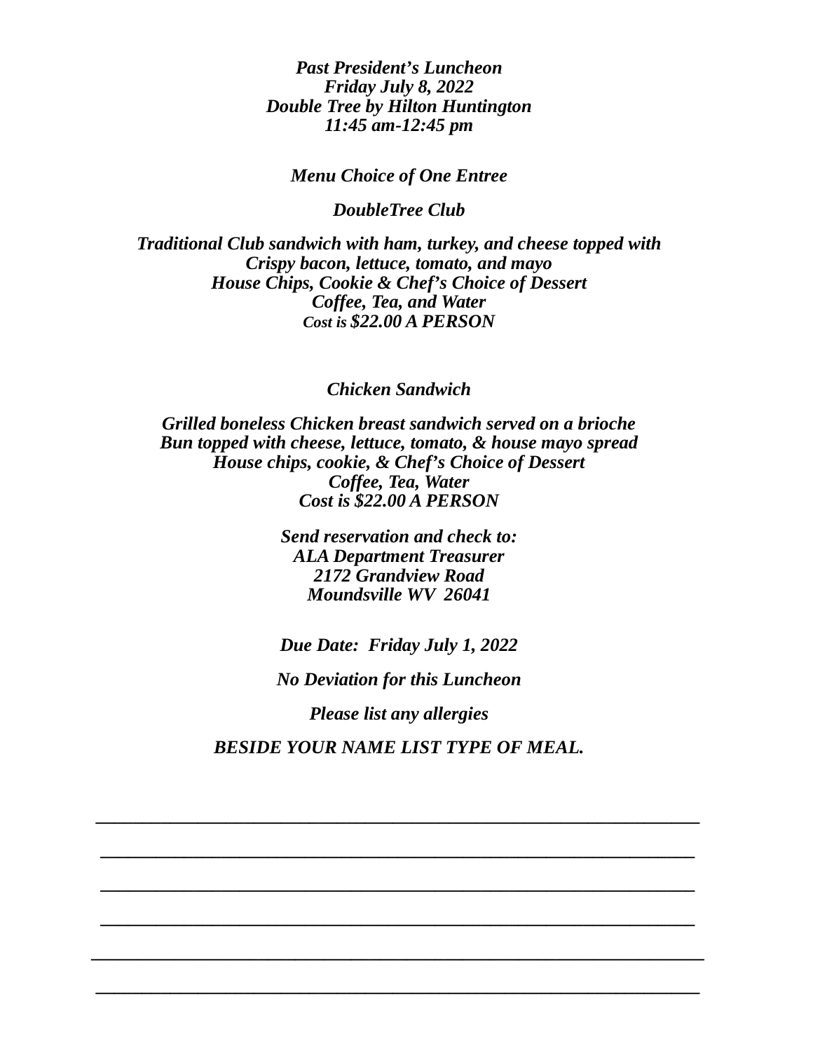***Past President's Luncheon***
***Friday July 8, 2022***
***Double Tree by Hilton Huntington***
***11:45 am-12:45 pm***

***Menu Choice of One Entree***

***DoubleTree Club***

***Traditional Club sandwich with ham, turkey, and cheese topped with***
***Crispy bacon, lettuce, tomato, and mayo***
***House Chips, Cookie & Chef's Choice of Dessert***
***Coffee, Tea, and Water***
***Cost is $22.00 A PERSON***

***Chicken Sandwich***

***Grilled boneless Chicken breast sandwich served on a brioche***
***Bun topped with cheese, lettuce, tomato, & house mayo spread***
***House chips, cookie, & Chef's Choice of Dessert***
***Coffee, Tea, Water***
***Cost is $22.00 A PERSON***

***Send reservation and check to:***
***ALA Department Treasurer***
***2172 Grandview Road***
***Moundsville WV 26041***

***Due Date: Friday July 1, 2022***

***No Deviation for this Luncheon***

***Please list any allergies***

***BESIDE YOUR NAME LIST TYPE OF MEAL.***

\_\_\_\_\_\_\_\_\_\_\_\_\_\_\_\_\_\_\_\_\_\_\_\_\_\_\_\_\_\_\_\_\_\_\_\_\_\_\_\_\_\_\_\_\_\_\_\_\_\_\_\_\_\_\_\_\_\_\_\_

\_\_\_\_\_\_\_\_\_\_\_\_\_\_\_\_\_\_\_\_\_\_\_\_\_\_\_\_\_\_\_\_\_\_\_\_\_\_\_\_\_\_\_\_\_\_\_\_\_\_\_\_\_\_\_\_\_\_\_\_

\_\_\_\_\_\_\_\_\_\_\_\_\_\_\_\_\_\_\_\_\_\_\_\_\_\_\_\_\_\_\_\_\_\_\_\_\_\_\_\_\_\_\_\_\_\_\_\_\_\_\_\_\_\_\_\_\_\_\_\_

\_\_\_\_\_\_\_\_\_\_\_\_\_\_\_\_\_\_\_\_\_\_\_\_\_\_\_\_\_\_\_\_\_\_\_\_\_\_\_\_\_\_\_\_\_\_\_\_\_\_\_\_\_\_\_\_\_\_\_\_

\_\_\_\_\_\_\_\_\_\_\_\_\_\_\_\_\_\_\_\_\_\_\_\_\_\_\_\_\_\_\_\_\_\_\_\_\_\_\_\_\_\_\_\_\_\_\_\_\_\_\_\_\_\_\_\_\_\_\_\_

\_\_\_\_\_\_\_\_\_\_\_\_\_\_\_\_\_\_\_\_\_\_\_\_\_\_\_\_\_\_\_\_\_\_\_\_\_\_\_\_\_\_\_\_\_\_\_\_\_\_\_\_\_\_\_\_\_\_\_\_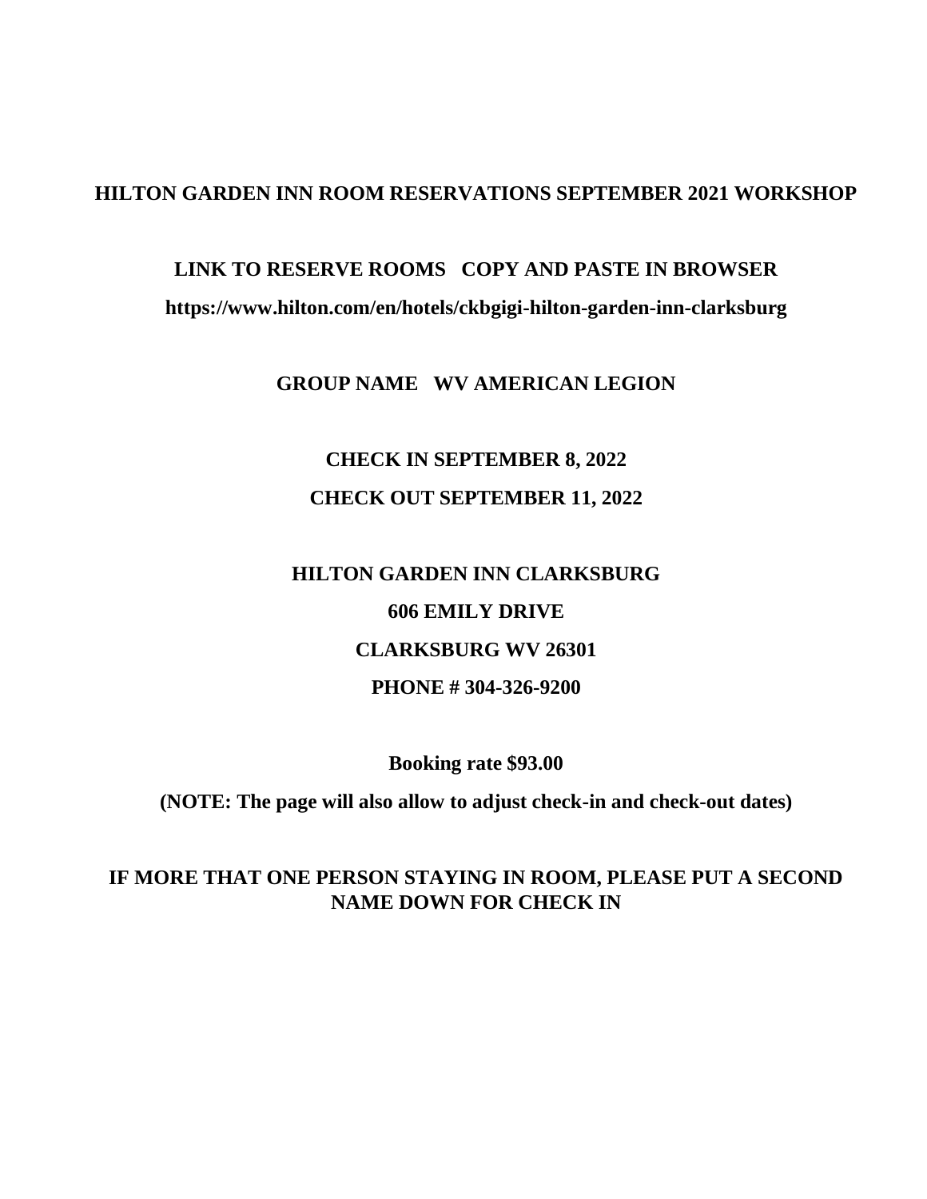# HILTON GARDEN INN ROOM RESERVATIONS SEPTEMBER 2021 WORKSHOP

**LINK TO RESERVE ROOMS COPY AND PASTE IN BROWSER**

**https://www.hilton.com/en/hotels/ckbgigi-hilton-garden-inn-clarksburg**

**GROUP NAME WV AMERICAN LEGION**

**CHECK IN SEPTEMBER 8, 2022**

**CHECK OUT SEPTEMBER 11, 2022**

**HILTON GARDEN INN CLARKSBURG**

**606 EMILY DRIVE**

**CLARKSBURG WV 26301**

**PHONE # 304-326-9200**

**Booking rate $93.00**

**(NOTE: The page will also allow to adjust check-in and check-out dates)**

**IF MORE THAT ONE PERSON STAYING IN ROOM, PLEASE PUT A SECOND NAME DOWN FOR CHECK IN**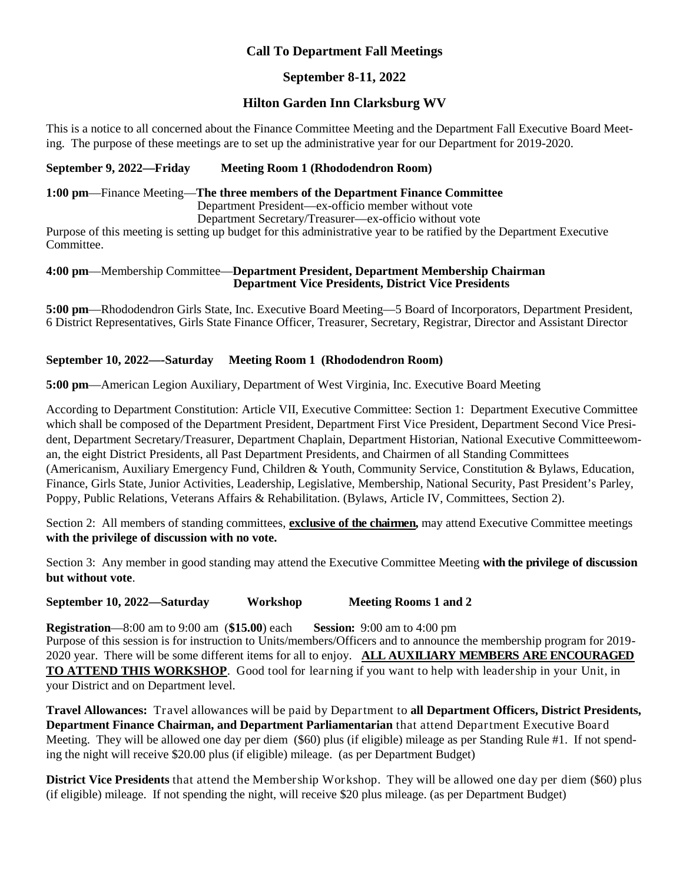# Call To Department Fall Meetings

## September 8-11, 2022

## Hilton Garden Inn Clarksburg WV

This is a notice to all concerned about the Finance Committee Meeting and the Department Fall Executive Board Meeting. The purpose of these meetings are to set up the administrative year for our Department for 2019-2020.

**September 9, 2022—Friday Meeting Room 1 (Rhododendron Room)**

**1:00 pm**—Finance Meeting—**The three members of the Department Finance Committee**
Department President—ex-officio member without vote
Department Secretary/Treasurer—ex-officio without vote

Purpose of this meeting is setting up budget for this administrative year to be ratified by the Department Executive Committee.

**4:00 pm**—Membership Committee—**Department President, Department Membership Chairman Department Vice Presidents, District Vice Presidents**

**5:00 pm**—Rhododendron Girls State, Inc. Executive Board Meeting—5 Board of Incorporators, Department President, 6 District Representatives, Girls State Finance Officer, Treasurer, Secretary, Registrar, Director and Assistant Director

**September 10, 2022—-Saturday Meeting Room 1 (Rhododendron Room)**

**5:00 pm**—American Legion Auxiliary, Department of West Virginia, Inc. Executive Board Meeting

According to Department Constitution: Article VII, Executive Committee: Section 1: Department Executive Committee which shall be composed of the Department President, Department First Vice President, Department Second Vice President, Department Secretary/Treasurer, Department Chaplain, Department Historian, National Executive Committeewoman, the eight District Presidents, all Past Department Presidents, and Chairmen of all Standing Committees (Americanism, Auxiliary Emergency Fund, Children & Youth, Community Service, Constitution & Bylaws, Education, Finance, Girls State, Junior Activities, Leadership, Legislative, Membership, National Security, Past President's Parley, Poppy, Public Relations, Veterans Affairs & Rehabilitation. (Bylaws, Article IV, Committees, Section 2).

Section 2: All members of standing committees, **exclusive of the chairmen,** may attend Executive Committee meetings **with the privilege of discussion with no vote.**

Section 3: Any member in good standing may attend the Executive Committee Meeting **with the privilege of discussion but without vote**.

**September 10, 2022—Saturday Workshop Meeting Rooms 1 and 2**

**Registration**—8:00 am to 9:00 am (**$15.00**) each **Session:** 9:00 am to 4:00 pm

Purpose of this session is for instruction to Units/members/Officers and to announce the membership program for 2019-2020 year. There will be some different items for all to enjoy. **ALL AUXILIARY MEMBERS ARE ENCOURAGED TO ATTEND THIS WORKSHOP**. Good tool for learning if you want to help with leadership in your Unit, in your District and on Department level.

**Travel Allowances:** Travel allowances will be paid by Department to **all Department Officers, District Presidents, Department Finance Chairman, and Department Parliamentarian** that attend Department Executive Board Meeting. They will be allowed one day per diem ($60) plus (if eligible) mileage as per Standing Rule #1. If not spending the night will receive $20.00 plus (if eligible) mileage. (as per Department Budget)

**District Vice Presidents** that attend the Membership Workshop. They will be allowed one day per diem ($60) plus (if eligible) mileage. If not spending the night, will receive $20 plus mileage. (as per Department Budget)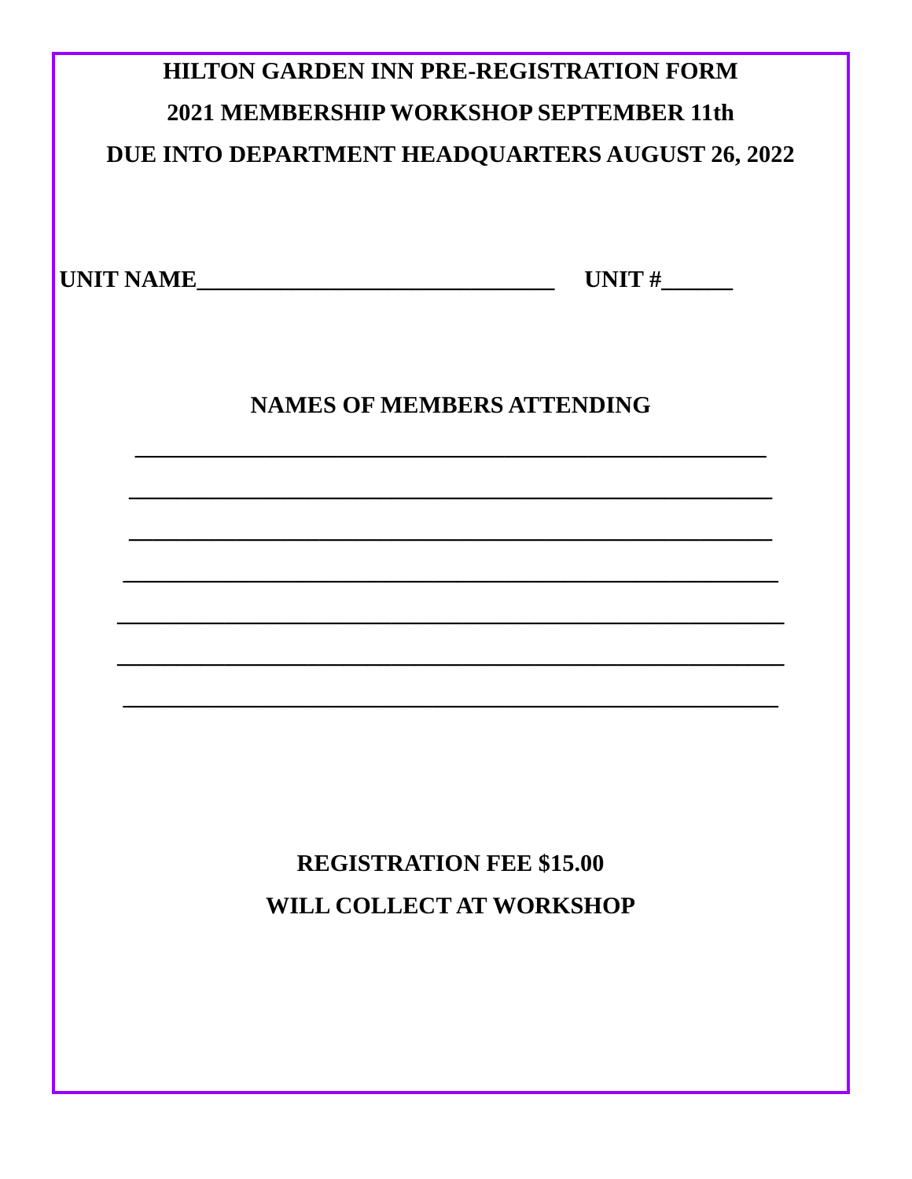**HILTON GARDEN INN PRE-REGISTRATION FORM**

**2021 MEMBERSHIP WORKSHOP SEPTEMBER 11th**

**DUE INTO DEPARTMENT HEADQUARTERS AUGUST 26, 2022**

**UNIT NAME______________________________ UNIT #______**

**NAMES OF MEMBERS ATTENDING**

_____________________________________________________

_____________________________________________________

_____________________________________________________

_____________________________________________________

_____________________________________________________

_____________________________________________________

_____________________________________________________

**REGISTRATION FEE $15.00**

**WILL COLLECT AT WORKSHOP**